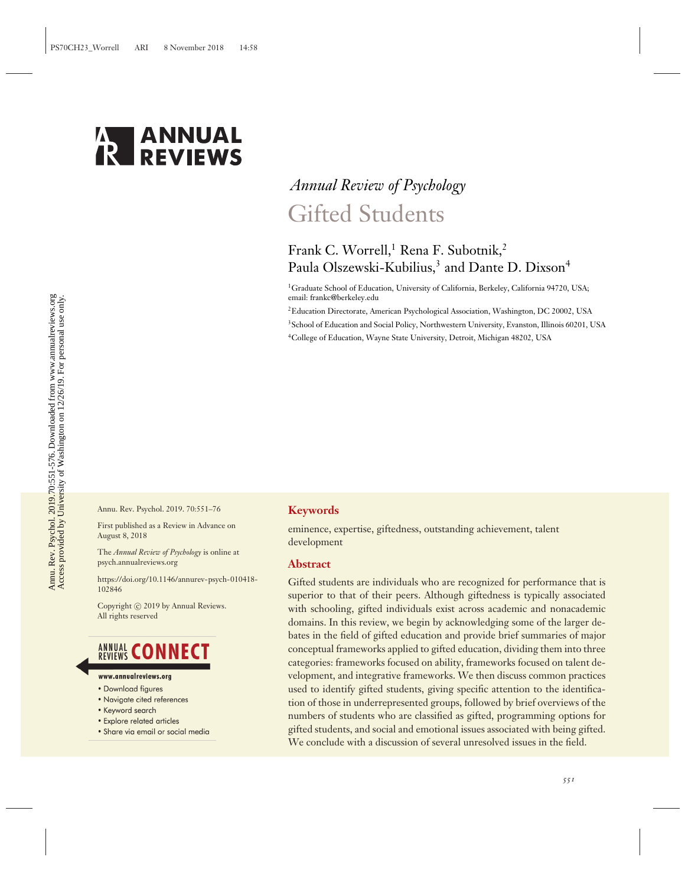*Annual Review of Psychology*

# Gifted Students

Frank C. Worrell,[1] Rena F. Subotnik,[2] Paula Olszewski-Kubilius,[3] and Dante D. Dixson[4]

[1]Graduate School of Education, University of California, Berkeley, California 94720, USA; email: frankc@berkeley.edu

[2]Education Directorate, American Psychological Association, Washington, DC 20002, USA

[3]School of Education and Social Policy, Northwestern University, Evanston, Illinois 60201, USA

[4]College of Education, Wayne State University, Detroit, Michigan 48202, USA

Annu. Rev. Psychol. 2019. 70:551–76

First published as a Review in Advance on August 8, 2018

The *Annual Review of Psychology* is online at psych.annualreviews.org

https://doi.org/10.1146/annurev-psych-010418-102846

Copyright © 2019 by Annual Reviews. All rights reserved

## Keywords

eminence, expertise, giftedness, outstanding achievement, talent development

## Abstract

Gifted students are individuals who are recognized for performance that is superior to that of their peers. Although giftedness is typically associated with schooling, gifted individuals exist across academic and nonacademic domains. In this review, we begin by acknowledging some of the larger debates in the field of gifted education and provide brief summaries of major conceptual frameworks applied to gifted education, dividing them into three categories: frameworks focused on ability, frameworks focused on talent development, and integrative frameworks. We then discuss common practices used to identify gifted students, giving specific attention to the identification of those in underrepresented groups, followed by brief overviews of the numbers of students who are classified as gifted, programming options for gifted students, and social and emotional issues associated with being gifted. We conclude with a discussion of several unresolved issues in the field.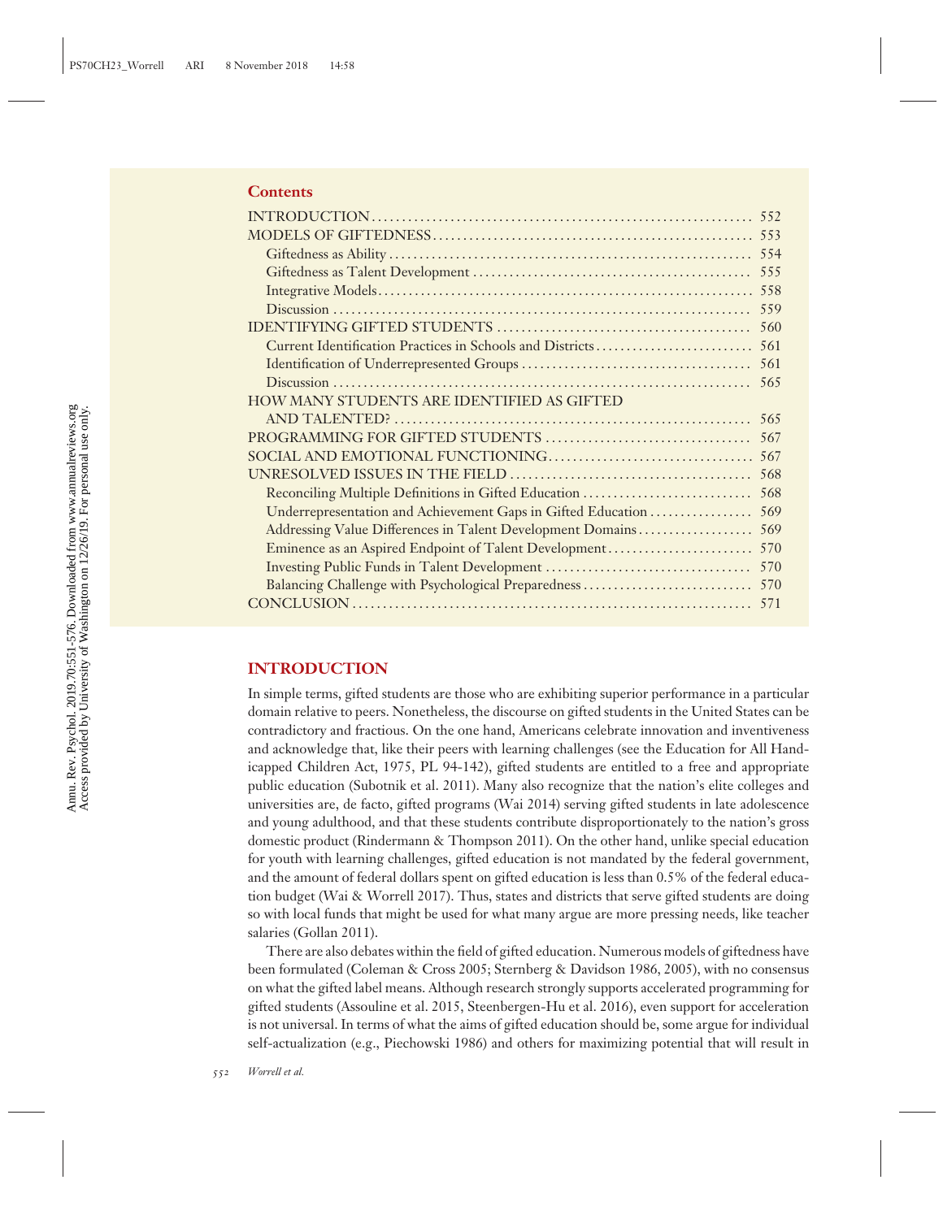**Contents**

INTRODUCTION .......... 552
MODELS OF GIFTEDNESS .......... 553
  Giftedness as Ability .......... 554
  Giftedness as Talent Development .......... 555
  Integrative Models .......... 558
  Discussion .......... 559
IDENTIFYING GIFTED STUDENTS .......... 560
  Current Identification Practices in Schools and Districts .......... 561
  Identification of Underrepresented Groups .......... 561
  Discussion .......... 565
HOW MANY STUDENTS ARE IDENTIFIED AS GIFTED AND TALENTED? .......... 565
PROGRAMMING FOR GIFTED STUDENTS .......... 567
SOCIAL AND EMOTIONAL FUNCTIONING .......... 567
UNRESOLVED ISSUES IN THE FIELD .......... 568
  Reconciling Multiple Definitions in Gifted Education .......... 568
  Underrepresentation and Achievement Gaps in Gifted Education .......... 569
  Addressing Value Differences in Talent Development Domains .......... 569
  Eminence as an Aspired Endpoint of Talent Development .......... 570
  Investing Public Funds in Talent Development .......... 570
  Balancing Challenge with Psychological Preparedness .......... 570
CONCLUSION .......... 571

## INTRODUCTION

In simple terms, gifted students are those who are exhibiting superior performance in a particular domain relative to peers. Nonetheless, the discourse on gifted students in the United States can be contradictory and fractious. On the one hand, Americans celebrate innovation and inventiveness and acknowledge that, like their peers with learning challenges (see the Education for All Handicapped Children Act, 1975, PL 94-142), gifted students are entitled to a free and appropriate public education (Subotnik et al. 2011). Many also recognize that the nation's elite colleges and universities are, de facto, gifted programs (Wai 2014) serving gifted students in late adolescence and young adulthood, and that these students contribute disproportionately to the nation's gross domestic product (Rindermann & Thompson 2011). On the other hand, unlike special education for youth with learning challenges, gifted education is not mandated by the federal government, and the amount of federal dollars spent on gifted education is less than 0.5% of the federal education budget (Wai & Worrell 2017). Thus, states and districts that serve gifted students are doing so with local funds that might be used for what many argue are more pressing needs, like teacher salaries (Gollan 2011).

There are also debates within the field of gifted education. Numerous models of giftedness have been formulated (Coleman & Cross 2005; Sternberg & Davidson 1986, 2005), with no consensus on what the gifted label means. Although research strongly supports accelerated programming for gifted students (Assouline et al. 2015, Steenbergen-Hu et al. 2016), even support for acceleration is not universal. In terms of what the aims of gifted education should be, some argue for individual self-actualization (e.g., Piechowski 1986) and others for maximizing potential that will result in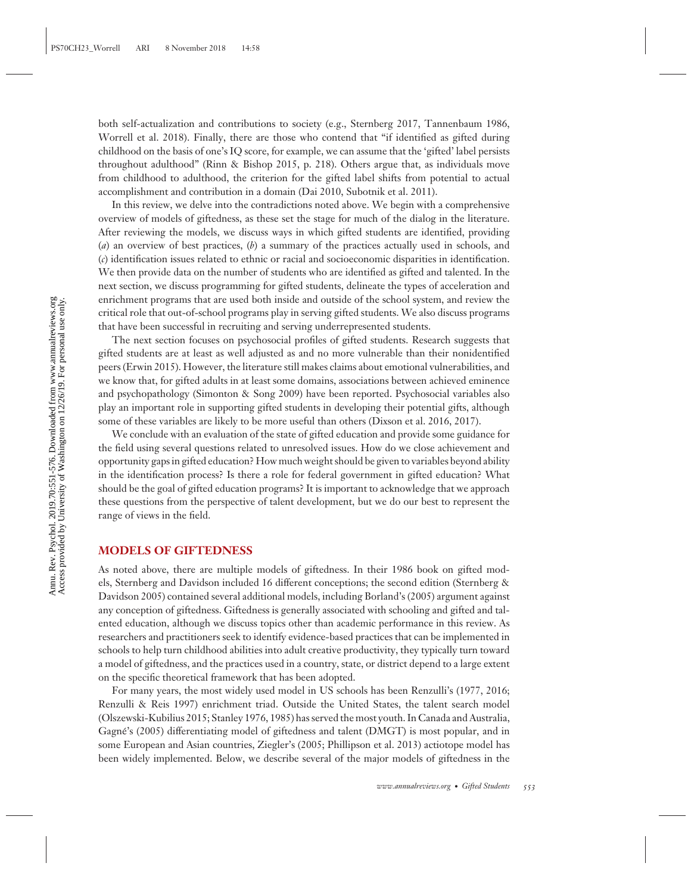both self-actualization and contributions to society (e.g., Sternberg 2017, Tannenbaum 1986, Worrell et al. 2018). Finally, there are those who contend that "if identified as gifted during childhood on the basis of one's IQ score, for example, we can assume that the 'gifted' label persists throughout adulthood" (Rinn & Bishop 2015, p. 218). Others argue that, as individuals move from childhood to adulthood, the criterion for the gifted label shifts from potential to actual accomplishment and contribution in a domain (Dai 2010, Subotnik et al. 2011).

In this review, we delve into the contradictions noted above. We begin with a comprehensive overview of models of giftedness, as these set the stage for much of the dialog in the literature. After reviewing the models, we discuss ways in which gifted students are identified, providing (*a*) an overview of best practices, (*b*) a summary of the practices actually used in schools, and (*c*) identification issues related to ethnic or racial and socioeconomic disparities in identification. We then provide data on the number of students who are identified as gifted and talented. In the next section, we discuss programming for gifted students, delineate the types of acceleration and enrichment programs that are used both inside and outside of the school system, and review the critical role that out-of-school programs play in serving gifted students. We also discuss programs that have been successful in recruiting and serving underrepresented students.

The next section focuses on psychosocial profiles of gifted students. Research suggests that gifted students are at least as well adjusted as and no more vulnerable than their nonidentified peers (Erwin 2015). However, the literature still makes claims about emotional vulnerabilities, and we know that, for gifted adults in at least some domains, associations between achieved eminence and psychopathology (Simonton & Song 2009) have been reported. Psychosocial variables also play an important role in supporting gifted students in developing their potential gifts, although some of these variables are likely to be more useful than others (Dixson et al. 2016, 2017).

We conclude with an evaluation of the state of gifted education and provide some guidance for the field using several questions related to unresolved issues. How do we close achievement and opportunity gaps in gifted education? How much weight should be given to variables beyond ability in the identification process? Is there a role for federal government in gifted education? What should be the goal of gifted education programs? It is important to acknowledge that we approach these questions from the perspective of talent development, but we do our best to represent the range of views in the field.

## MODELS OF GIFTEDNESS

As noted above, there are multiple models of giftedness. In their 1986 book on gifted models, Sternberg and Davidson included 16 different conceptions; the second edition (Sternberg & Davidson 2005) contained several additional models, including Borland's (2005) argument against any conception of giftedness. Giftedness is generally associated with schooling and gifted and talented education, although we discuss topics other than academic performance in this review. As researchers and practitioners seek to identify evidence-based practices that can be implemented in schools to help turn childhood abilities into adult creative productivity, they typically turn toward a model of giftedness, and the practices used in a country, state, or district depend to a large extent on the specific theoretical framework that has been adopted.

For many years, the most widely used model in US schools has been Renzulli's (1977, 2016; Renzulli & Reis 1997) enrichment triad. Outside the United States, the talent search model (Olszewski-Kubilius 2015; Stanley 1976, 1985) has served the most youth. In Canada and Australia, Gagné's (2005) differentiating model of giftedness and talent (DMGT) is most popular, and in some European and Asian countries, Ziegler's (2005; Phillipson et al. 2013) actiotope model has been widely implemented. Below, we describe several of the major models of giftedness in the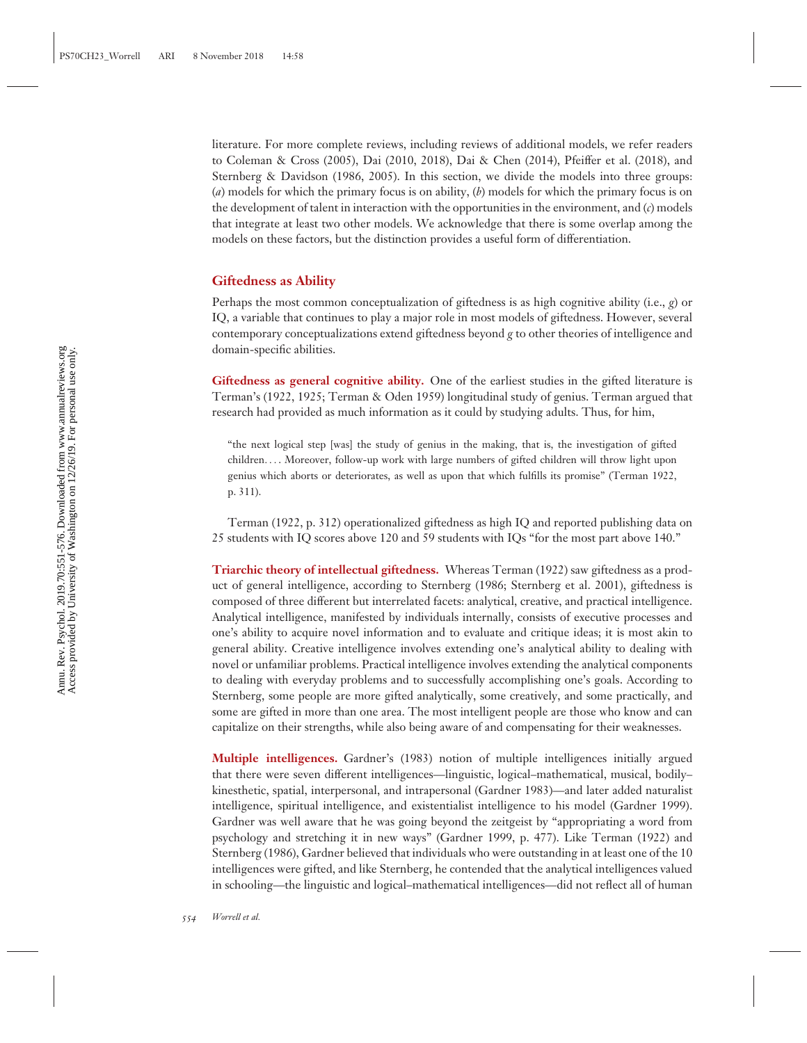literature. For more complete reviews, including reviews of additional models, we refer readers to Coleman & Cross (2005), Dai (2010, 2018), Dai & Chen (2014), Pfeiffer et al. (2018), and Sternberg & Davidson (1986, 2005). In this section, we divide the models into three groups: (*a*) models for which the primary focus is on ability, (*b*) models for which the primary focus is on the development of talent in interaction with the opportunities in the environment, and (*c*) models that integrate at least two other models. We acknowledge that there is some overlap among the models on these factors, but the distinction provides a useful form of differentiation.

## Giftedness as Ability

Perhaps the most common conceptualization of giftedness is as high cognitive ability (i.e., *g*) or IQ, a variable that continues to play a major role in most models of giftedness. However, several contemporary conceptualizations extend giftedness beyond *g* to other theories of intelligence and domain-specific abilities.

**Giftedness as general cognitive ability.** One of the earliest studies in the gifted literature is Terman's (1922, 1925; Terman & Oden 1959) longitudinal study of genius. Terman argued that research had provided as much information as it could by studying adults. Thus, for him,

> "the next logical step [was] the study of genius in the making, that is, the investigation of gifted children. . . . Moreover, follow-up work with large numbers of gifted children will throw light upon genius which aborts or deteriorates, as well as upon that which fulfills its promise" (Terman 1922, p. 311).

Terman (1922, p. 312) operationalized giftedness as high IQ and reported publishing data on 25 students with IQ scores above 120 and 59 students with IQs "for the most part above 140."

**Triarchic theory of intellectual giftedness.** Whereas Terman (1922) saw giftedness as a product of general intelligence, according to Sternberg (1986; Sternberg et al. 2001), giftedness is composed of three different but interrelated facets: analytical, creative, and practical intelligence. Analytical intelligence, manifested by individuals internally, consists of executive processes and one's ability to acquire novel information and to evaluate and critique ideas; it is most akin to general ability. Creative intelligence involves extending one's analytical ability to dealing with novel or unfamiliar problems. Practical intelligence involves extending the analytical components to dealing with everyday problems and to successfully accomplishing one's goals. According to Sternberg, some people are more gifted analytically, some creatively, and some practically, and some are gifted in more than one area. The most intelligent people are those who know and can capitalize on their strengths, while also being aware of and compensating for their weaknesses.

**Multiple intelligences.** Gardner's (1983) notion of multiple intelligences initially argued that there were seven different intelligences—linguistic, logical–mathematical, musical, bodily–kinesthetic, spatial, interpersonal, and intrapersonal (Gardner 1983)—and later added naturalist intelligence, spiritual intelligence, and existentialist intelligence to his model (Gardner 1999). Gardner was well aware that he was going beyond the zeitgeist by "appropriating a word from psychology and stretching it in new ways" (Gardner 1999, p. 477). Like Terman (1922) and Sternberg (1986), Gardner believed that individuals who were outstanding in at least one of the 10 intelligences were gifted, and like Sternberg, he contended that the analytical intelligences valued in schooling—the linguistic and logical–mathematical intelligences—did not reflect all of human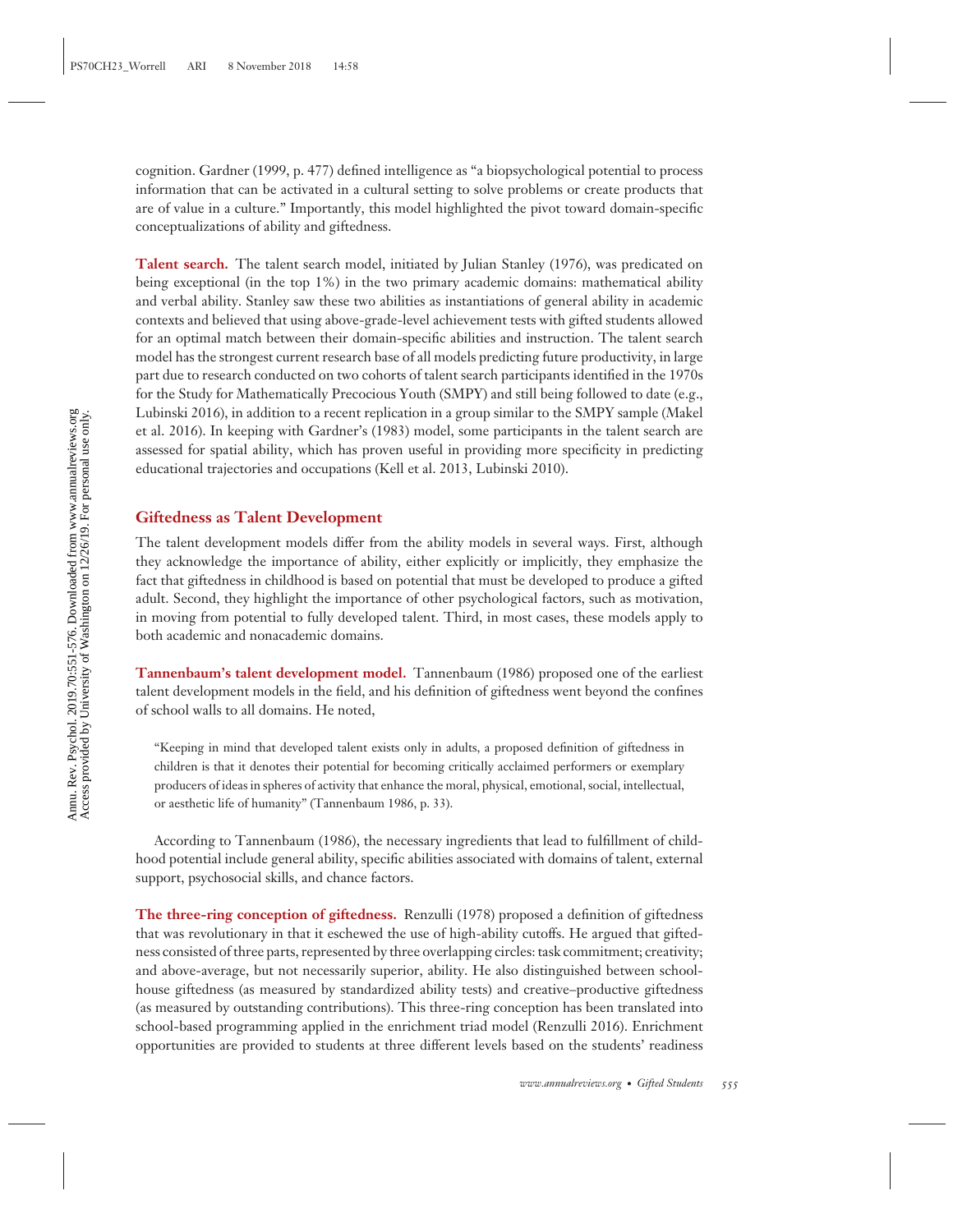cognition. Gardner (1999, p. 477) defined intelligence as "a biopsychological potential to process information that can be activated in a cultural setting to solve problems or create products that are of value in a culture." Importantly, this model highlighted the pivot toward domain-specific conceptualizations of ability and giftedness.

**Talent search.** The talent search model, initiated by Julian Stanley (1976), was predicated on being exceptional (in the top 1%) in the two primary academic domains: mathematical ability and verbal ability. Stanley saw these two abilities as instantiations of general ability in academic contexts and believed that using above-grade-level achievement tests with gifted students allowed for an optimal match between their domain-specific abilities and instruction. The talent search model has the strongest current research base of all models predicting future productivity, in large part due to research conducted on two cohorts of talent search participants identified in the 1970s for the Study for Mathematically Precocious Youth (SMPY) and still being followed to date (e.g., Lubinski 2016), in addition to a recent replication in a group similar to the SMPY sample (Makel et al. 2016). In keeping with Gardner's (1983) model, some participants in the talent search are assessed for spatial ability, which has proven useful in providing more specificity in predicting educational trajectories and occupations (Kell et al. 2013, Lubinski 2010).

### Giftedness as Talent Development

The talent development models differ from the ability models in several ways. First, although they acknowledge the importance of ability, either explicitly or implicitly, they emphasize the fact that giftedness in childhood is based on potential that must be developed to produce a gifted adult. Second, they highlight the importance of other psychological factors, such as motivation, in moving from potential to fully developed talent. Third, in most cases, these models apply to both academic and nonacademic domains.

**Tannenbaum's talent development model.** Tannenbaum (1986) proposed one of the earliest talent development models in the field, and his definition of giftedness went beyond the confines of school walls to all domains. He noted,

> "Keeping in mind that developed talent exists only in adults, a proposed definition of giftedness in children is that it denotes their potential for becoming critically acclaimed performers or exemplary producers of ideas in spheres of activity that enhance the moral, physical, emotional, social, intellectual, or aesthetic life of humanity" (Tannenbaum 1986, p. 33).

According to Tannenbaum (1986), the necessary ingredients that lead to fulfillment of childhood potential include general ability, specific abilities associated with domains of talent, external support, psychosocial skills, and chance factors.

**The three-ring conception of giftedness.** Renzulli (1978) proposed a definition of giftedness that was revolutionary in that it eschewed the use of high-ability cutoffs. He argued that giftedness consisted of three parts, represented by three overlapping circles: task commitment; creativity; and above-average, but not necessarily superior, ability. He also distinguished between schoolhouse giftedness (as measured by standardized ability tests) and creative–productive giftedness (as measured by outstanding contributions). This three-ring conception has been translated into school-based programming applied in the enrichment triad model (Renzulli 2016). Enrichment opportunities are provided to students at three different levels based on the students' readiness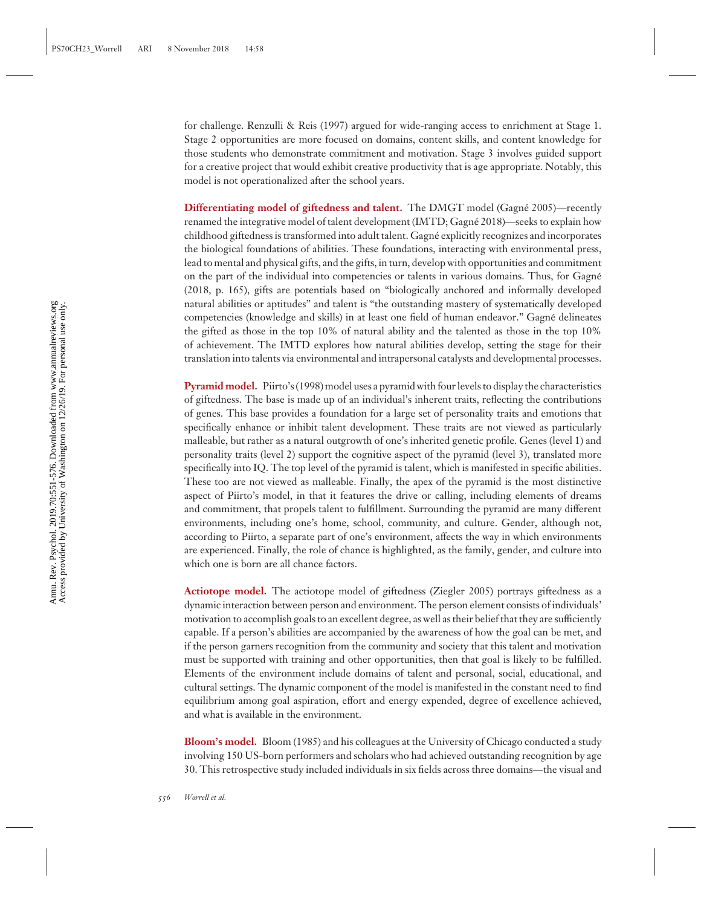for challenge. Renzulli & Reis (1997) argued for wide-ranging access to enrichment at Stage 1. Stage 2 opportunities are more focused on domains, content skills, and content knowledge for those students who demonstrate commitment and motivation. Stage 3 involves guided support for a creative project that would exhibit creative productivity that is age appropriate. Notably, this model is not operationalized after the school years.

**Differentiating model of giftedness and talent.** The DMGT model (Gagné 2005)—recently renamed the integrative model of talent development (IMTD; Gagné 2018)—seeks to explain how childhood giftedness is transformed into adult talent. Gagné explicitly recognizes and incorporates the biological foundations of abilities. These foundations, interacting with environmental press, lead to mental and physical gifts, and the gifts, in turn, develop with opportunities and commitment on the part of the individual into competencies or talents in various domains. Thus, for Gagné (2018, p. 165), gifts are potentials based on "biologically anchored and informally developed natural abilities or aptitudes" and talent is "the outstanding mastery of systematically developed competencies (knowledge and skills) in at least one field of human endeavor." Gagné delineates the gifted as those in the top 10% of natural ability and the talented as those in the top 10% of achievement. The IMTD explores how natural abilities develop, setting the stage for their translation into talents via environmental and intrapersonal catalysts and developmental processes.

**Pyramid model.** Piirto's (1998) model uses a pyramid with four levels to display the characteristics of giftedness. The base is made up of an individual's inherent traits, reflecting the contributions of genes. This base provides a foundation for a large set of personality traits and emotions that specifically enhance or inhibit talent development. These traits are not viewed as particularly malleable, but rather as a natural outgrowth of one's inherited genetic profile. Genes (level 1) and personality traits (level 2) support the cognitive aspect of the pyramid (level 3), translated more specifically into IQ. The top level of the pyramid is talent, which is manifested in specific abilities. These too are not viewed as malleable. Finally, the apex of the pyramid is the most distinctive aspect of Piirto's model, in that it features the drive or calling, including elements of dreams and commitment, that propels talent to fulfillment. Surrounding the pyramid are many different environments, including one's home, school, community, and culture. Gender, although not, according to Piirto, a separate part of one's environment, affects the way in which environments are experienced. Finally, the role of chance is highlighted, as the family, gender, and culture into which one is born are all chance factors.

**Actiotope model.** The actiotope model of giftedness (Ziegler 2005) portrays giftedness as a dynamic interaction between person and environment. The person element consists of individuals' motivation to accomplish goals to an excellent degree, as well as their belief that they are sufficiently capable. If a person's abilities are accompanied by the awareness of how the goal can be met, and if the person garners recognition from the community and society that this talent and motivation must be supported with training and other opportunities, then that goal is likely to be fulfilled. Elements of the environment include domains of talent and personal, social, educational, and cultural settings. The dynamic component of the model is manifested in the constant need to find equilibrium among goal aspiration, effort and energy expended, degree of excellence achieved, and what is available in the environment.

**Bloom's model.** Bloom (1985) and his colleagues at the University of Chicago conducted a study involving 150 US-born performers and scholars who had achieved outstanding recognition by age 30. This retrospective study included individuals in six fields across three domains—the visual and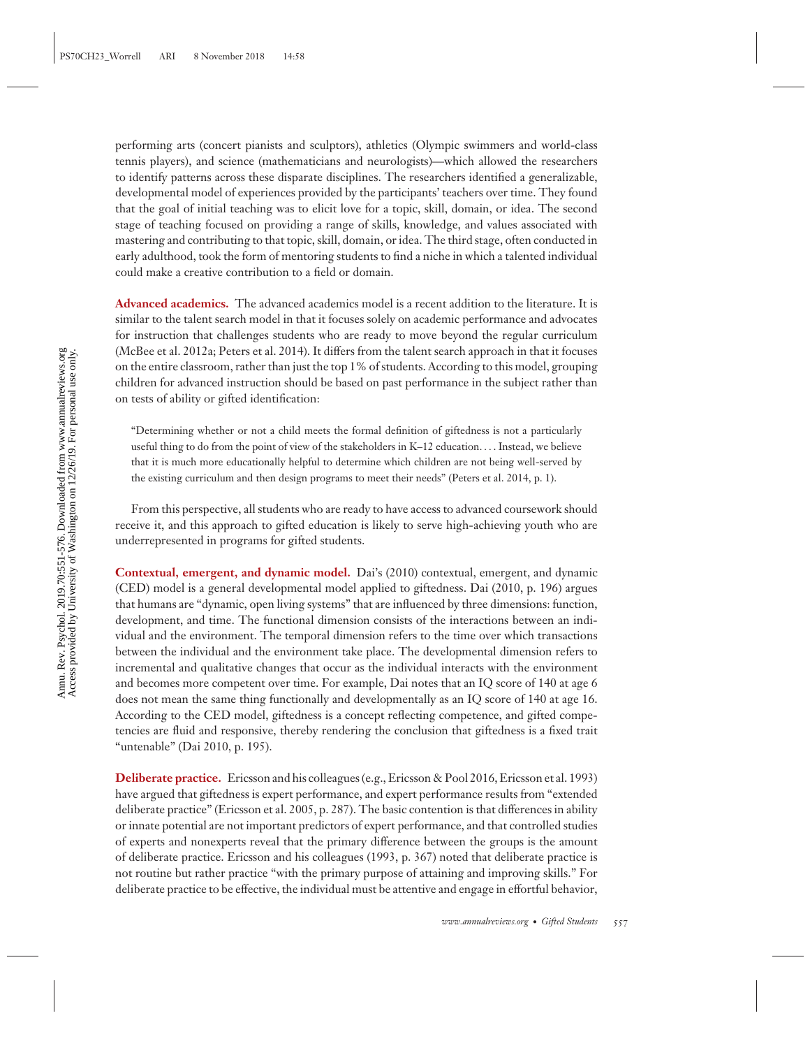performing arts (concert pianists and sculptors), athletics (Olympic swimmers and world-class tennis players), and science (mathematicians and neurologists)—which allowed the researchers to identify patterns across these disparate disciplines. The researchers identified a generalizable, developmental model of experiences provided by the participants' teachers over time. They found that the goal of initial teaching was to elicit love for a topic, skill, domain, or idea. The second stage of teaching focused on providing a range of skills, knowledge, and values associated with mastering and contributing to that topic, skill, domain, or idea. The third stage, often conducted in early adulthood, took the form of mentoring students to find a niche in which a talented individual could make a creative contribution to a field or domain.

**Advanced academics.** The advanced academics model is a recent addition to the literature. It is similar to the talent search model in that it focuses solely on academic performance and advocates for instruction that challenges students who are ready to move beyond the regular curriculum (McBee et al. 2012a; Peters et al. 2014). It differs from the talent search approach in that it focuses on the entire classroom, rather than just the top 1% of students. According to this model, grouping children for advanced instruction should be based on past performance in the subject rather than on tests of ability or gifted identification:

> "Determining whether or not a child meets the formal definition of giftedness is not a particularly useful thing to do from the point of view of the stakeholders in K–12 education. . . . Instead, we believe that it is much more educationally helpful to determine which children are not being well-served by the existing curriculum and then design programs to meet their needs" (Peters et al. 2014, p. 1).

From this perspective, all students who are ready to have access to advanced coursework should receive it, and this approach to gifted education is likely to serve high-achieving youth who are underrepresented in programs for gifted students.

**Contextual, emergent, and dynamic model.** Dai's (2010) contextual, emergent, and dynamic (CED) model is a general developmental model applied to giftedness. Dai (2010, p. 196) argues that humans are "dynamic, open living systems" that are influenced by three dimensions: function, development, and time. The functional dimension consists of the interactions between an individual and the environment. The temporal dimension refers to the time over which transactions between the individual and the environment take place. The developmental dimension refers to incremental and qualitative changes that occur as the individual interacts with the environment and becomes more competent over time. For example, Dai notes that an IQ score of 140 at age 6 does not mean the same thing functionally and developmentally as an IQ score of 140 at age 16. According to the CED model, giftedness is a concept reflecting competence, and gifted competencies are fluid and responsive, thereby rendering the conclusion that giftedness is a fixed trait "untenable" (Dai 2010, p. 195).

**Deliberate practice.** Ericsson and his colleagues (e.g., Ericsson & Pool 2016, Ericsson et al. 1993) have argued that giftedness is expert performance, and expert performance results from "extended deliberate practice" (Ericsson et al. 2005, p. 287). The basic contention is that differences in ability or innate potential are not important predictors of expert performance, and that controlled studies of experts and nonexperts reveal that the primary difference between the groups is the amount of deliberate practice. Ericsson and his colleagues (1993, p. 367) noted that deliberate practice is not routine but rather practice "with the primary purpose of attaining and improving skills." For deliberate practice to be effective, the individual must be attentive and engage in effortful behavior,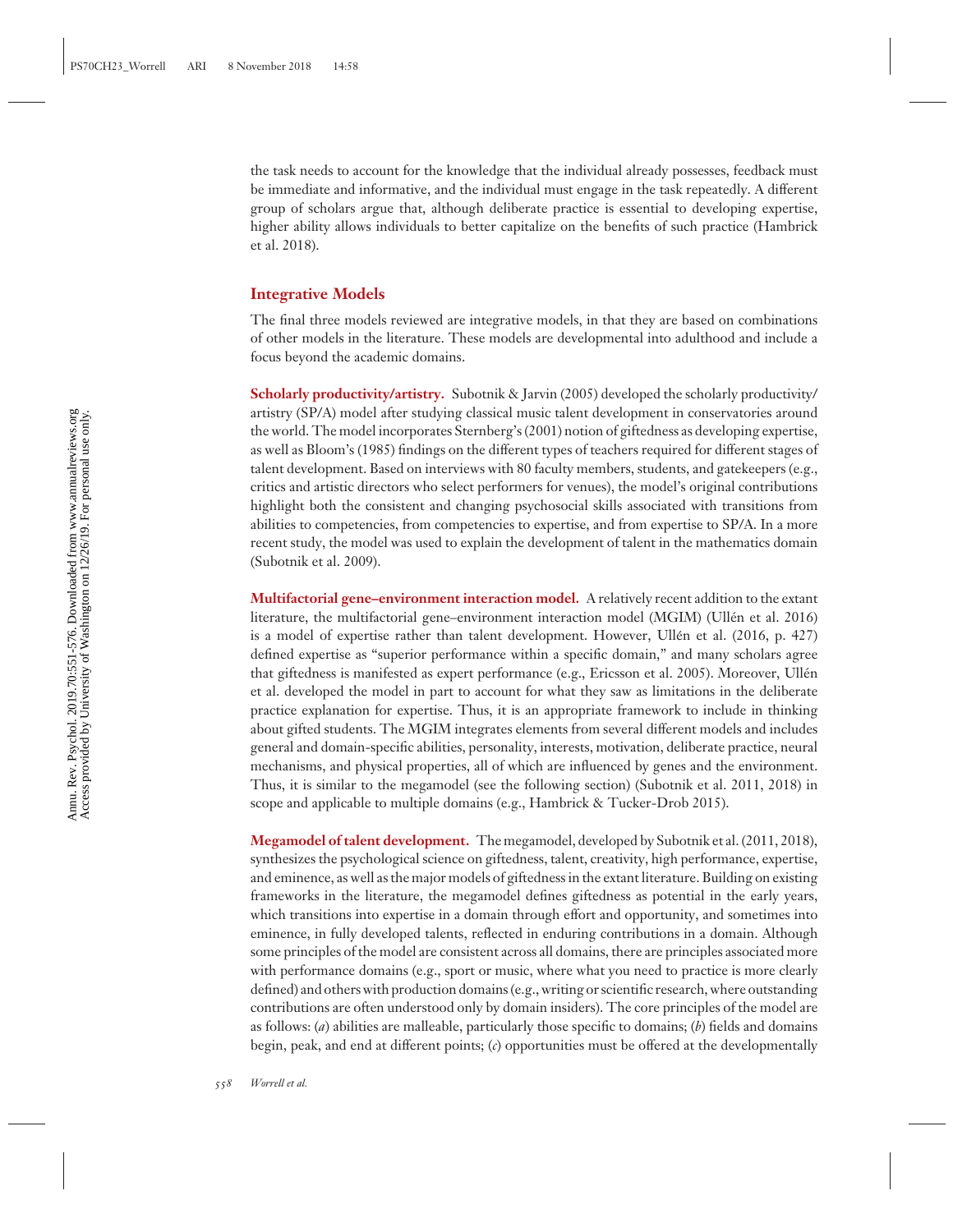the task needs to account for the knowledge that the individual already possesses, feedback must be immediate and informative, and the individual must engage in the task repeatedly. A different group of scholars argue that, although deliberate practice is essential to developing expertise, higher ability allows individuals to better capitalize on the benefits of such practice (Hambrick et al. 2018).

## Integrative Models

The final three models reviewed are integrative models, in that they are based on combinations of other models in the literature. These models are developmental into adulthood and include a focus beyond the academic domains.

**Scholarly productivity/artistry.** Subotnik & Jarvin (2005) developed the scholarly productivity/artistry (SP/A) model after studying classical music talent development in conservatories around the world. The model incorporates Sternberg's (2001) notion of giftedness as developing expertise, as well as Bloom's (1985) findings on the different types of teachers required for different stages of talent development. Based on interviews with 80 faculty members, students, and gatekeepers (e.g., critics and artistic directors who select performers for venues), the model's original contributions highlight both the consistent and changing psychosocial skills associated with transitions from abilities to competencies, from competencies to expertise, and from expertise to SP/A. In a more recent study, the model was used to explain the development of talent in the mathematics domain (Subotnik et al. 2009).

**Multifactorial gene–environment interaction model.** A relatively recent addition to the extant literature, the multifactorial gene–environment interaction model (MGIM) (Ullén et al. 2016) is a model of expertise rather than talent development. However, Ullén et al. (2016, p. 427) defined expertise as "superior performance within a specific domain," and many scholars agree that giftedness is manifested as expert performance (e.g., Ericsson et al. 2005). Moreover, Ullén et al. developed the model in part to account for what they saw as limitations in the deliberate practice explanation for expertise. Thus, it is an appropriate framework to include in thinking about gifted students. The MGIM integrates elements from several different models and includes general and domain-specific abilities, personality, interests, motivation, deliberate practice, neural mechanisms, and physical properties, all of which are influenced by genes and the environment. Thus, it is similar to the megamodel (see the following section) (Subotnik et al. 2011, 2018) in scope and applicable to multiple domains (e.g., Hambrick & Tucker-Drob 2015).

**Megamodel of talent development.** The megamodel, developed by Subotnik et al. (2011, 2018), synthesizes the psychological science on giftedness, talent, creativity, high performance, expertise, and eminence, as well as the major models of giftedness in the extant literature. Building on existing frameworks in the literature, the megamodel defines giftedness as potential in the early years, which transitions into expertise in a domain through effort and opportunity, and sometimes into eminence, in fully developed talents, reflected in enduring contributions in a domain. Although some principles of the model are consistent across all domains, there are principles associated more with performance domains (e.g., sport or music, where what you need to practice is more clearly defined) and others with production domains (e.g., writing or scientific research, where outstanding contributions are often understood only by domain insiders). The core principles of the model are as follows: (*a*) abilities are malleable, particularly those specific to domains; (*b*) fields and domains begin, peak, and end at different points; (*c*) opportunities must be offered at the developmentally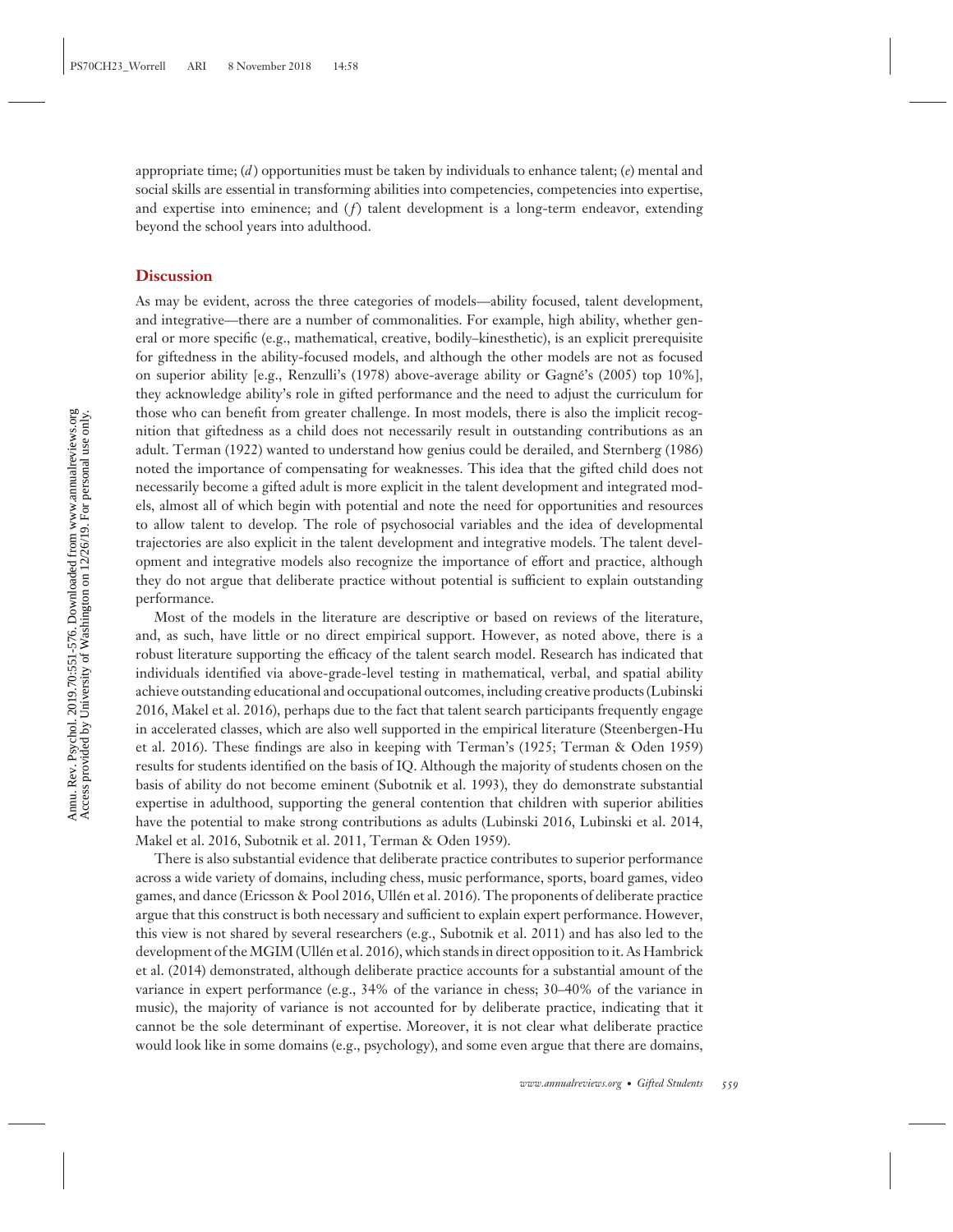appropriate time; (*d*) opportunities must be taken by individuals to enhance talent; (*e*) mental and social skills are essential in transforming abilities into competencies, competencies into expertise, and expertise into eminence; and (*f*) talent development is a long-term endeavor, extending beyond the school years into adulthood.

## Discussion

As may be evident, across the three categories of models—ability focused, talent development, and integrative—there are a number of commonalities. For example, high ability, whether general or more specific (e.g., mathematical, creative, bodily–kinesthetic), is an explicit prerequisite for giftedness in the ability-focused models, and although the other models are not as focused on superior ability [e.g., Renzulli's (1978) above-average ability or Gagné's (2005) top 10%], they acknowledge ability's role in gifted performance and the need to adjust the curriculum for those who can benefit from greater challenge. In most models, there is also the implicit recognition that giftedness as a child does not necessarily result in outstanding contributions as an adult. Terman (1922) wanted to understand how genius could be derailed, and Sternberg (1986) noted the importance of compensating for weaknesses. This idea that the gifted child does not necessarily become a gifted adult is more explicit in the talent development and integrated models, almost all of which begin with potential and note the need for opportunities and resources to allow talent to develop. The role of psychosocial variables and the idea of developmental trajectories are also explicit in the talent development and integrative models. The talent development and integrative models also recognize the importance of effort and practice, although they do not argue that deliberate practice without potential is sufficient to explain outstanding performance.

Most of the models in the literature are descriptive or based on reviews of the literature, and, as such, have little or no direct empirical support. However, as noted above, there is a robust literature supporting the efficacy of the talent search model. Research has indicated that individuals identified via above-grade-level testing in mathematical, verbal, and spatial ability achieve outstanding educational and occupational outcomes, including creative products (Lubinski 2016, Makel et al. 2016), perhaps due to the fact that talent search participants frequently engage in accelerated classes, which are also well supported in the empirical literature (Steenbergen-Hu et al. 2016). These findings are also in keeping with Terman's (1925; Terman & Oden 1959) results for students identified on the basis of IQ. Although the majority of students chosen on the basis of ability do not become eminent (Subotnik et al. 1993), they do demonstrate substantial expertise in adulthood, supporting the general contention that children with superior abilities have the potential to make strong contributions as adults (Lubinski 2016, Lubinski et al. 2014, Makel et al. 2016, Subotnik et al. 2011, Terman & Oden 1959).

There is also substantial evidence that deliberate practice contributes to superior performance across a wide variety of domains, including chess, music performance, sports, board games, video games, and dance (Ericsson & Pool 2016, Ullén et al. 2016). The proponents of deliberate practice argue that this construct is both necessary and sufficient to explain expert performance. However, this view is not shared by several researchers (e.g., Subotnik et al. 2011) and has also led to the development of the MGIM (Ullén et al. 2016), which stands in direct opposition to it. As Hambrick et al. (2014) demonstrated, although deliberate practice accounts for a substantial amount of the variance in expert performance (e.g., 34% of the variance in chess; 30–40% of the variance in music), the majority of variance is not accounted for by deliberate practice, indicating that it cannot be the sole determinant of expertise. Moreover, it is not clear what deliberate practice would look like in some domains (e.g., psychology), and some even argue that there are domains,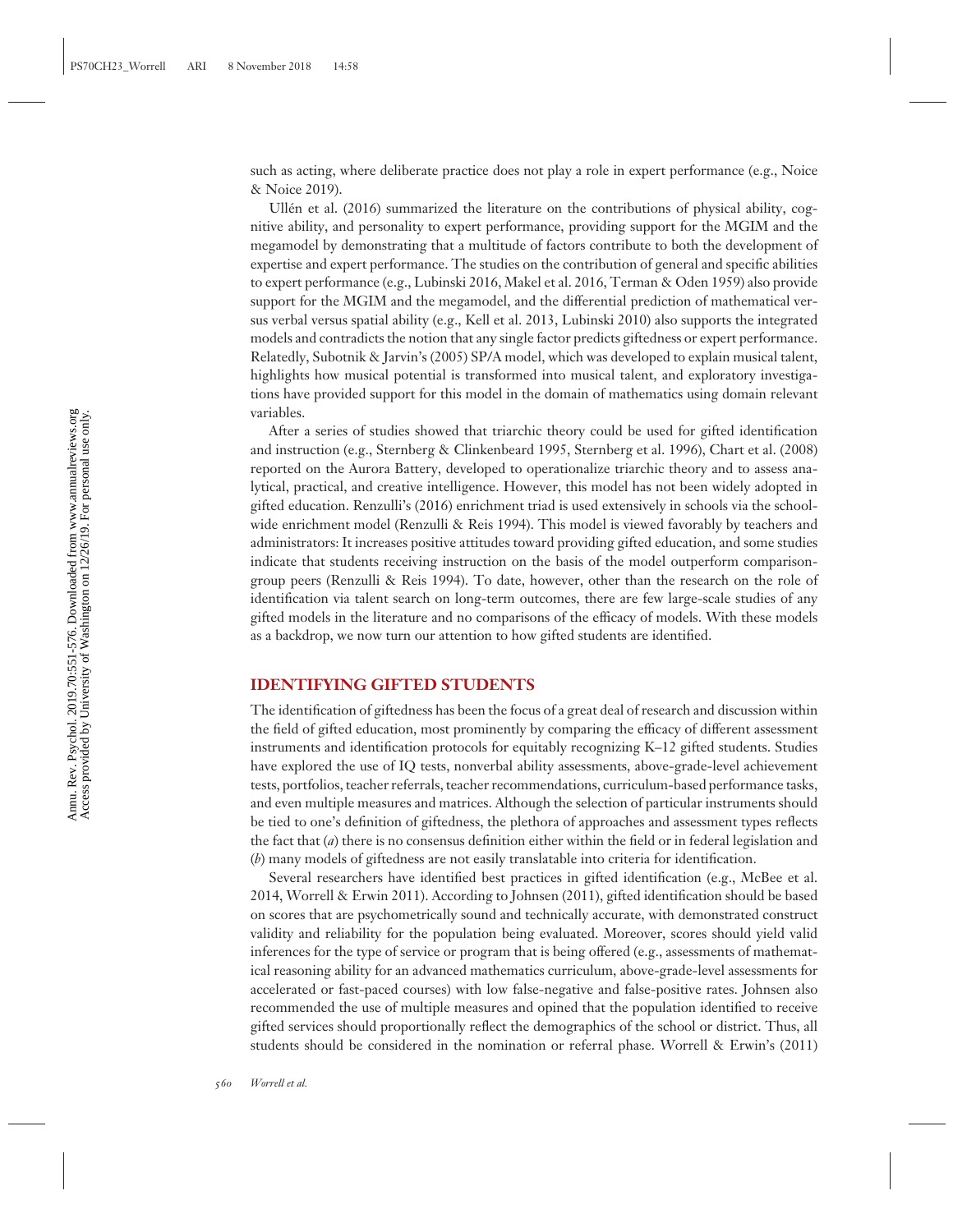such as acting, where deliberate practice does not play a role in expert performance (e.g., Noice & Noice 2019).

Ullén et al. (2016) summarized the literature on the contributions of physical ability, cognitive ability, and personality to expert performance, providing support for the MGIM and the megamodel by demonstrating that a multitude of factors contribute to both the development of expertise and expert performance. The studies on the contribution of general and specific abilities to expert performance (e.g., Lubinski 2016, Makel et al. 2016, Terman & Oden 1959) also provide support for the MGIM and the megamodel, and the differential prediction of mathematical versus verbal versus spatial ability (e.g., Kell et al. 2013, Lubinski 2010) also supports the integrated models and contradicts the notion that any single factor predicts giftedness or expert performance. Relatedly, Subotnik & Jarvin's (2005) SP/A model, which was developed to explain musical talent, highlights how musical potential is transformed into musical talent, and exploratory investigations have provided support for this model in the domain of mathematics using domain relevant variables.

After a series of studies showed that triarchic theory could be used for gifted identification and instruction (e.g., Sternberg & Clinkenbeard 1995, Sternberg et al. 1996), Chart et al. (2008) reported on the Aurora Battery, developed to operationalize triarchic theory and to assess analytical, practical, and creative intelligence. However, this model has not been widely adopted in gifted education. Renzulli's (2016) enrichment triad is used extensively in schools via the schoolwide enrichment model (Renzulli & Reis 1994). This model is viewed favorably by teachers and administrators: It increases positive attitudes toward providing gifted education, and some studies indicate that students receiving instruction on the basis of the model outperform comparison-group peers (Renzulli & Reis 1994). To date, however, other than the research on the role of identification via talent search on long-term outcomes, there are few large-scale studies of any gifted models in the literature and no comparisons of the efficacy of models. With these models as a backdrop, we now turn our attention to how gifted students are identified.

## IDENTIFYING GIFTED STUDENTS

The identification of giftedness has been the focus of a great deal of research and discussion within the field of gifted education, most prominently by comparing the efficacy of different assessment instruments and identification protocols for equitably recognizing K–12 gifted students. Studies have explored the use of IQ tests, nonverbal ability assessments, above-grade-level achievement tests, portfolios, teacher referrals, teacher recommendations, curriculum-based performance tasks, and even multiple measures and matrices. Although the selection of particular instruments should be tied to one's definition of giftedness, the plethora of approaches and assessment types reflects the fact that (*a*) there is no consensus definition either within the field or in federal legislation and (*b*) many models of giftedness are not easily translatable into criteria for identification.

Several researchers have identified best practices in gifted identification (e.g., McBee et al. 2014, Worrell & Erwin 2011). According to Johnsen (2011), gifted identification should be based on scores that are psychometrically sound and technically accurate, with demonstrated construct validity and reliability for the population being evaluated. Moreover, scores should yield valid inferences for the type of service or program that is being offered (e.g., assessments of mathematical reasoning ability for an advanced mathematics curriculum, above-grade-level assessments for accelerated or fast-paced courses) with low false-negative and false-positive rates. Johnsen also recommended the use of multiple measures and opined that the population identified to receive gifted services should proportionally reflect the demographics of the school or district. Thus, all students should be considered in the nomination or referral phase. Worrell & Erwin's (2011)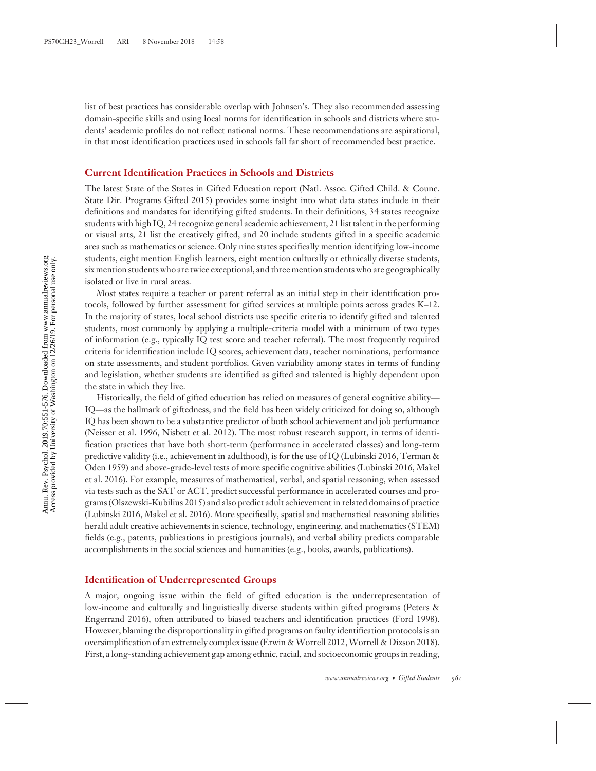list of best practices has considerable overlap with Johnsen's. They also recommended assessing domain-specific skills and using local norms for identification in schools and districts where students' academic profiles do not reflect national norms. These recommendations are aspirational, in that most identification practices used in schools fall far short of recommended best practice.

## Current Identification Practices in Schools and Districts

The latest State of the States in Gifted Education report (Natl. Assoc. Gifted Child. & Counc. State Dir. Programs Gifted 2015) provides some insight into what data states include in their definitions and mandates for identifying gifted students. In their definitions, 34 states recognize students with high IQ, 24 recognize general academic achievement, 21 list talent in the performing or visual arts, 21 list the creatively gifted, and 20 include students gifted in a specific academic area such as mathematics or science. Only nine states specifically mention identifying low-income students, eight mention English learners, eight mention culturally or ethnically diverse students, six mention students who are twice exceptional, and three mention students who are geographically isolated or live in rural areas.

Most states require a teacher or parent referral as an initial step in their identification protocols, followed by further assessment for gifted services at multiple points across grades K–12. In the majority of states, local school districts use specific criteria to identify gifted and talented students, most commonly by applying a multiple-criteria model with a minimum of two types of information (e.g., typically IQ test score and teacher referral). The most frequently required criteria for identification include IQ scores, achievement data, teacher nominations, performance on state assessments, and student portfolios. Given variability among states in terms of funding and legislation, whether students are identified as gifted and talented is highly dependent upon the state in which they live.

Historically, the field of gifted education has relied on measures of general cognitive ability—IQ—as the hallmark of giftedness, and the field has been widely criticized for doing so, although IQ has been shown to be a substantive predictor of both school achievement and job performance (Neisser et al. 1996, Nisbett et al. 2012). The most robust research support, in terms of identification practices that have both short-term (performance in accelerated classes) and long-term predictive validity (i.e., achievement in adulthood), is for the use of IQ (Lubinski 2016, Terman & Oden 1959) and above-grade-level tests of more specific cognitive abilities (Lubinski 2016, Makel et al. 2016). For example, measures of mathematical, verbal, and spatial reasoning, when assessed via tests such as the SAT or ACT, predict successful performance in accelerated courses and programs (Olszewski-Kubilius 2015) and also predict adult achievement in related domains of practice (Lubinski 2016, Makel et al. 2016). More specifically, spatial and mathematical reasoning abilities herald adult creative achievements in science, technology, engineering, and mathematics (STEM) fields (e.g., patents, publications in prestigious journals), and verbal ability predicts comparable accomplishments in the social sciences and humanities (e.g., books, awards, publications).

## Identification of Underrepresented Groups

A major, ongoing issue within the field of gifted education is the underrepresentation of low-income and culturally and linguistically diverse students within gifted programs (Peters & Engerrand 2016), often attributed to biased teachers and identification practices (Ford 1998). However, blaming the disproportionality in gifted programs on faulty identification protocols is an oversimplification of an extremely complex issue (Erwin & Worrell 2012, Worrell & Dixson 2018). First, a long-standing achievement gap among ethnic, racial, and socioeconomic groups in reading,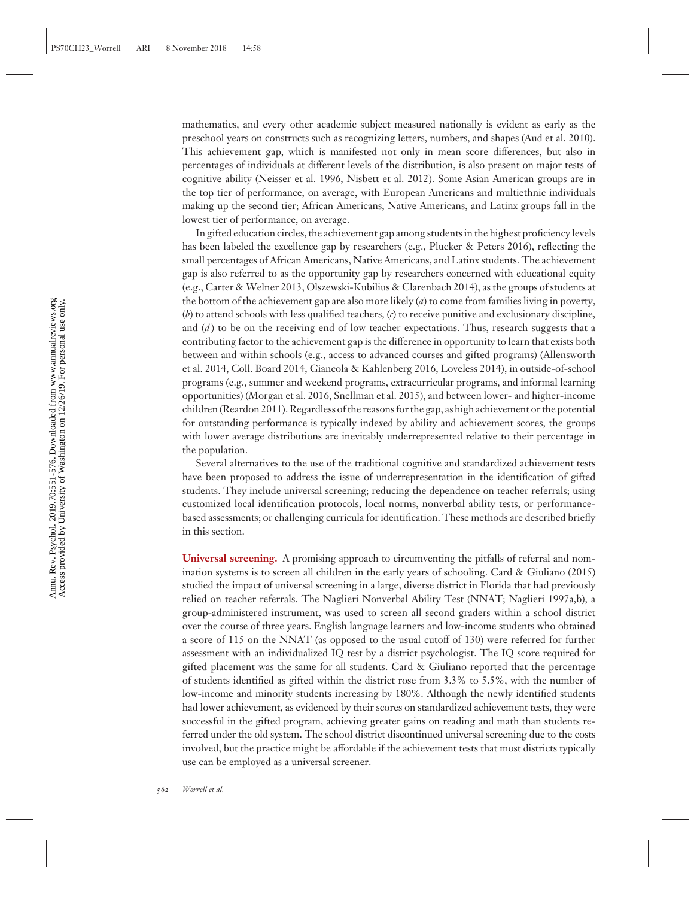mathematics, and every other academic subject measured nationally is evident as early as the preschool years on constructs such as recognizing letters, numbers, and shapes (Aud et al. 2010). This achievement gap, which is manifested not only in mean score differences, but also in percentages of individuals at different levels of the distribution, is also present on major tests of cognitive ability (Neisser et al. 1996, Nisbett et al. 2012). Some Asian American groups are in the top tier of performance, on average, with European Americans and multiethnic individuals making up the second tier; African Americans, Native Americans, and Latinx groups fall in the lowest tier of performance, on average.

In gifted education circles, the achievement gap among students in the highest proficiency levels has been labeled the excellence gap by researchers (e.g., Plucker & Peters 2016), reflecting the small percentages of African Americans, Native Americans, and Latinx students. The achievement gap is also referred to as the opportunity gap by researchers concerned with educational equity (e.g., Carter & Welner 2013, Olszewski-Kubilius & Clarenbach 2014), as the groups of students at the bottom of the achievement gap are also more likely (*a*) to come from families living in poverty, (*b*) to attend schools with less qualified teachers, (*c*) to receive punitive and exclusionary discipline, and (*d*) to be on the receiving end of low teacher expectations. Thus, research suggests that a contributing factor to the achievement gap is the difference in opportunity to learn that exists both between and within schools (e.g., access to advanced courses and gifted programs) (Allensworth et al. 2014, Coll. Board 2014, Giancola & Kahlenberg 2016, Loveless 2014), in outside-of-school programs (e.g., summer and weekend programs, extracurricular programs, and informal learning opportunities) (Morgan et al. 2016, Snellman et al. 2015), and between lower- and higher-income children (Reardon 2011). Regardless of the reasons for the gap, as high achievement or the potential for outstanding performance is typically indexed by ability and achievement scores, the groups with lower average distributions are inevitably underrepresented relative to their percentage in the population.

Several alternatives to the use of the traditional cognitive and standardized achievement tests have been proposed to address the issue of underrepresentation in the identification of gifted students. They include universal screening; reducing the dependence on teacher referrals; using customized local identification protocols, local norms, nonverbal ability tests, or performance-based assessments; or challenging curricula for identification. These methods are described briefly in this section.

**Universal screening.** A promising approach to circumventing the pitfalls of referral and nomination systems is to screen all children in the early years of schooling. Card & Giuliano (2015) studied the impact of universal screening in a large, diverse district in Florida that had previously relied on teacher referrals. The Naglieri Nonverbal Ability Test (NNAT; Naglieri 1997a,b), a group-administered instrument, was used to screen all second graders within a school district over the course of three years. English language learners and low-income students who obtained a score of 115 on the NNAT (as opposed to the usual cutoff of 130) were referred for further assessment with an individualized IQ test by a district psychologist. The IQ score required for gifted placement was the same for all students. Card & Giuliano reported that the percentage of students identified as gifted within the district rose from 3.3% to 5.5%, with the number of low-income and minority students increasing by 180%. Although the newly identified students had lower achievement, as evidenced by their scores on standardized achievement tests, they were successful in the gifted program, achieving greater gains on reading and math than students referred under the old system. The school district discontinued universal screening due to the costs involved, but the practice might be affordable if the achievement tests that most districts typically use can be employed as a universal screener.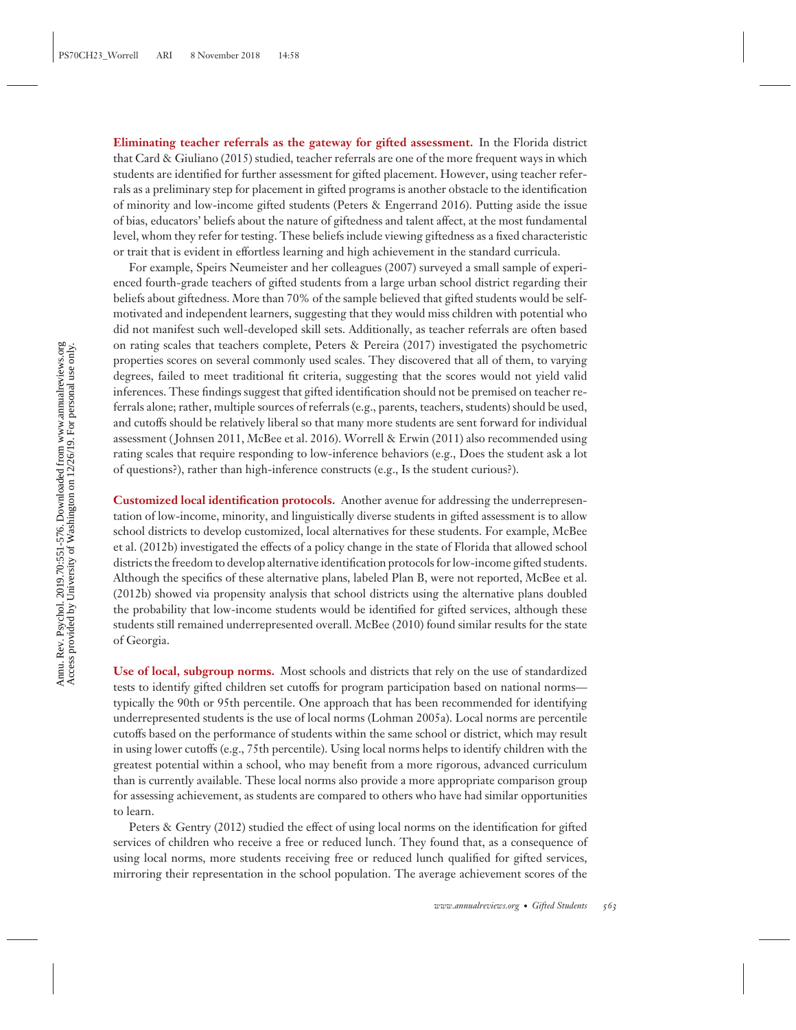**Eliminating teacher referrals as the gateway for gifted assessment.** In the Florida district that Card & Giuliano (2015) studied, teacher referrals are one of the more frequent ways in which students are identified for further assessment for gifted placement. However, using teacher referrals as a preliminary step for placement in gifted programs is another obstacle to the identification of minority and low-income gifted students (Peters & Engerrand 2016). Putting aside the issue of bias, educators' beliefs about the nature of giftedness and talent affect, at the most fundamental level, whom they refer for testing. These beliefs include viewing giftedness as a fixed characteristic or trait that is evident in effortless learning and high achievement in the standard curricula.

For example, Speirs Neumeister and her colleagues (2007) surveyed a small sample of experienced fourth-grade teachers of gifted students from a large urban school district regarding their beliefs about giftedness. More than 70% of the sample believed that gifted students would be self-motivated and independent learners, suggesting that they would miss children with potential who did not manifest such well-developed skill sets. Additionally, as teacher referrals are often based on rating scales that teachers complete, Peters & Pereira (2017) investigated the psychometric properties scores on several commonly used scales. They discovered that all of them, to varying degrees, failed to meet traditional fit criteria, suggesting that the scores would not yield valid inferences. These findings suggest that gifted identification should not be premised on teacher referrals alone; rather, multiple sources of referrals (e.g., parents, teachers, students) should be used, and cutoffs should be relatively liberal so that many more students are sent forward for individual assessment (Johnsen 2011, McBee et al. 2016). Worrell & Erwin (2011) also recommended using rating scales that require responding to low-inference behaviors (e.g., Does the student ask a lot of questions?), rather than high-inference constructs (e.g., Is the student curious?).

**Customized local identification protocols.** Another avenue for addressing the underrepresentation of low-income, minority, and linguistically diverse students in gifted assessment is to allow school districts to develop customized, local alternatives for these students. For example, McBee et al. (2012b) investigated the effects of a policy change in the state of Florida that allowed school districts the freedom to develop alternative identification protocols for low-income gifted students. Although the specifics of these alternative plans, labeled Plan B, were not reported, McBee et al. (2012b) showed via propensity analysis that school districts using the alternative plans doubled the probability that low-income students would be identified for gifted services, although these students still remained underrepresented overall. McBee (2010) found similar results for the state of Georgia.

**Use of local, subgroup norms.** Most schools and districts that rely on the use of standardized tests to identify gifted children set cutoffs for program participation based on national norms—typically the 90th or 95th percentile. One approach that has been recommended for identifying underrepresented students is the use of local norms (Lohman 2005a). Local norms are percentile cutoffs based on the performance of students within the same school or district, which may result in using lower cutoffs (e.g., 75th percentile). Using local norms helps to identify children with the greatest potential within a school, who may benefit from a more rigorous, advanced curriculum than is currently available. These local norms also provide a more appropriate comparison group for assessing achievement, as students are compared to others who have had similar opportunities to learn.

Peters & Gentry (2012) studied the effect of using local norms on the identification for gifted services of children who receive a free or reduced lunch. They found that, as a consequence of using local norms, more students receiving free or reduced lunch qualified for gifted services, mirroring their representation in the school population. The average achievement scores of the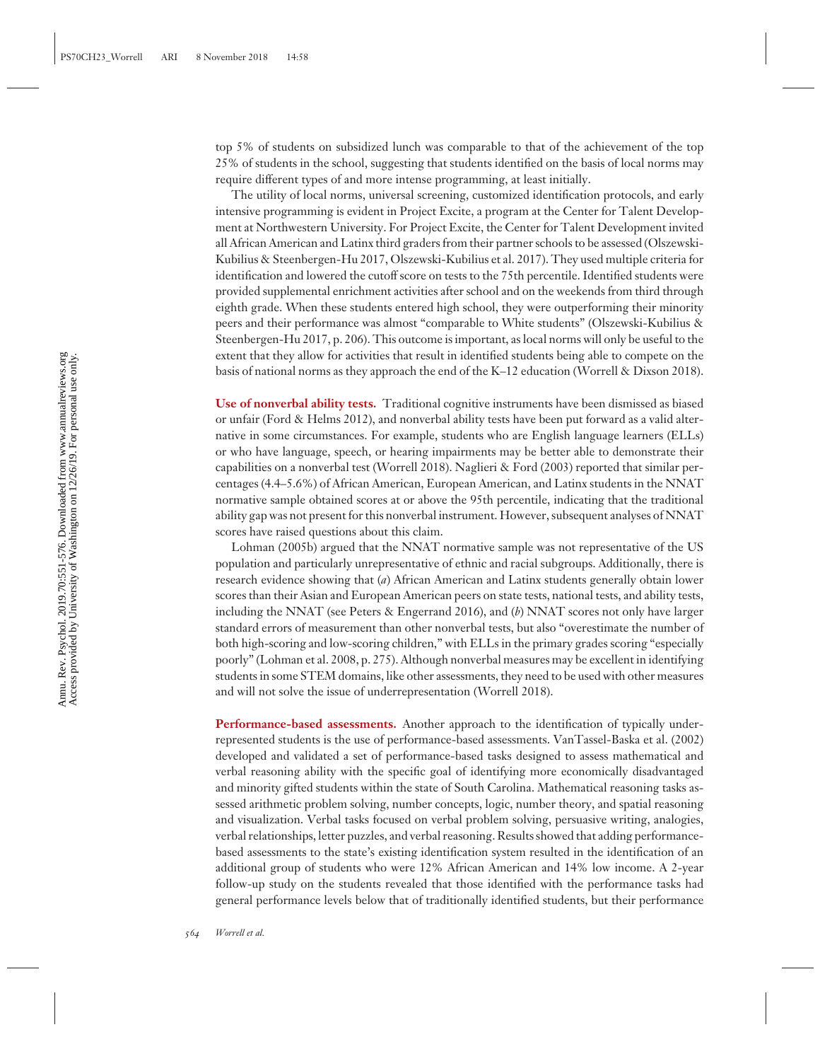top 5% of students on subsidized lunch was comparable to that of the achievement of the top 25% of students in the school, suggesting that students identified on the basis of local norms may require different types of and more intense programming, at least initially.

The utility of local norms, universal screening, customized identification protocols, and early intensive programming is evident in Project Excite, a program at the Center for Talent Development at Northwestern University. For Project Excite, the Center for Talent Development invited all African American and Latinx third graders from their partner schools to be assessed (Olszewski-Kubilius & Steenbergen-Hu 2017, Olszewski-Kubilius et al. 2017). They used multiple criteria for identification and lowered the cutoff score on tests to the 75th percentile. Identified students were provided supplemental enrichment activities after school and on the weekends from third through eighth grade. When these students entered high school, they were outperforming their minority peers and their performance was almost "comparable to White students" (Olszewski-Kubilius & Steenbergen-Hu 2017, p. 206). This outcome is important, as local norms will only be useful to the extent that they allow for activities that result in identified students being able to compete on the basis of national norms as they approach the end of the K–12 education (Worrell & Dixson 2018).

**Use of nonverbal ability tests.** Traditional cognitive instruments have been dismissed as biased or unfair (Ford & Helms 2012), and nonverbal ability tests have been put forward as a valid alternative in some circumstances. For example, students who are English language learners (ELLs) or who have language, speech, or hearing impairments may be better able to demonstrate their capabilities on a nonverbal test (Worrell 2018). Naglieri & Ford (2003) reported that similar percentages (4.4–5.6%) of African American, European American, and Latinx students in the NNAT normative sample obtained scores at or above the 95th percentile, indicating that the traditional ability gap was not present for this nonverbal instrument. However, subsequent analyses of NNAT scores have raised questions about this claim.

Lohman (2005b) argued that the NNAT normative sample was not representative of the US population and particularly unrepresentative of ethnic and racial subgroups. Additionally, there is research evidence showing that (*a*) African American and Latinx students generally obtain lower scores than their Asian and European American peers on state tests, national tests, and ability tests, including the NNAT (see Peters & Engerrand 2016), and (*b*) NNAT scores not only have larger standard errors of measurement than other nonverbal tests, but also "overestimate the number of both high-scoring and low-scoring children," with ELLs in the primary grades scoring "especially poorly" (Lohman et al. 2008, p. 275). Although nonverbal measures may be excellent in identifying students in some STEM domains, like other assessments, they need to be used with other measures and will not solve the issue of underrepresentation (Worrell 2018).

**Performance-based assessments.** Another approach to the identification of typically underrepresented students is the use of performance-based assessments. VanTassel-Baska et al. (2002) developed and validated a set of performance-based tasks designed to assess mathematical and verbal reasoning ability with the specific goal of identifying more economically disadvantaged and minority gifted students within the state of South Carolina. Mathematical reasoning tasks assessed arithmetic problem solving, number concepts, logic, number theory, and spatial reasoning and visualization. Verbal tasks focused on verbal problem solving, persuasive writing, analogies, verbal relationships, letter puzzles, and verbal reasoning. Results showed that adding performance-based assessments to the state's existing identification system resulted in the identification of an additional group of students who were 12% African American and 14% low income. A 2-year follow-up study on the students revealed that those identified with the performance tasks had general performance levels below that of traditionally identified students, but their performance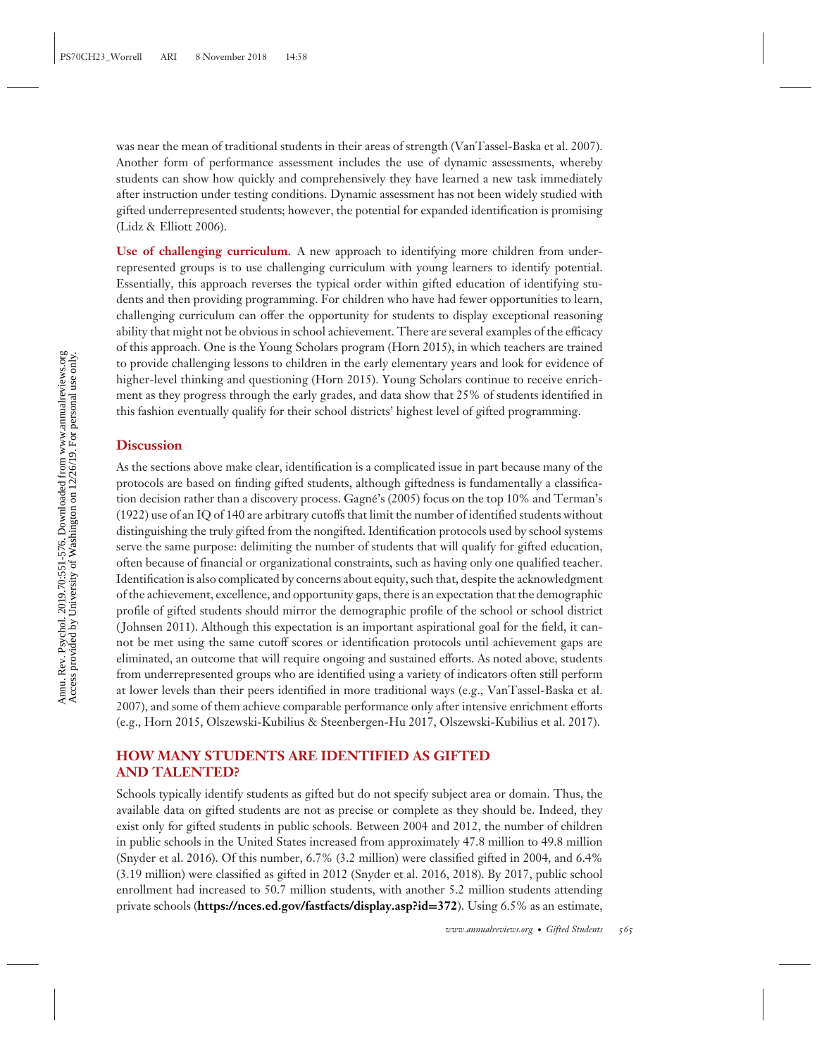was near the mean of traditional students in their areas of strength (VanTassel-Baska et al. 2007). Another form of performance assessment includes the use of dynamic assessments, whereby students can show how quickly and comprehensively they have learned a new task immediately after instruction under testing conditions. Dynamic assessment has not been widely studied with gifted underrepresented students; however, the potential for expanded identification is promising (Lidz & Elliott 2006).

**Use of challenging curriculum.** A new approach to identifying more children from underrepresented groups is to use challenging curriculum with young learners to identify potential. Essentially, this approach reverses the typical order within gifted education of identifying students and then providing programming. For children who have had fewer opportunities to learn, challenging curriculum can offer the opportunity for students to display exceptional reasoning ability that might not be obvious in school achievement. There are several examples of the efficacy of this approach. One is the Young Scholars program (Horn 2015), in which teachers are trained to provide challenging lessons to children in the early elementary years and look for evidence of higher-level thinking and questioning (Horn 2015). Young Scholars continue to receive enrichment as they progress through the early grades, and data show that 25% of students identified in this fashion eventually qualify for their school districts' highest level of gifted programming.

### Discussion

As the sections above make clear, identification is a complicated issue in part because many of the protocols are based on finding gifted students, although giftedness is fundamentally a classification decision rather than a discovery process. Gagné's (2005) focus on the top 10% and Terman's (1922) use of an IQ of 140 are arbitrary cutoffs that limit the number of identified students without distinguishing the truly gifted from the nongifted. Identification protocols used by school systems serve the same purpose: delimiting the number of students that will qualify for gifted education, often because of financial or organizational constraints, such as having only one qualified teacher. Identification is also complicated by concerns about equity, such that, despite the acknowledgment of the achievement, excellence, and opportunity gaps, there is an expectation that the demographic profile of gifted students should mirror the demographic profile of the school or school district (Johnsen 2011). Although this expectation is an important aspirational goal for the field, it cannot be met using the same cutoff scores or identification protocols until achievement gaps are eliminated, an outcome that will require ongoing and sustained efforts. As noted above, students from underrepresented groups who are identified using a variety of indicators often still perform at lower levels than their peers identified in more traditional ways (e.g., VanTassel-Baska et al. 2007), and some of them achieve comparable performance only after intensive enrichment efforts (e.g., Horn 2015, Olszewski-Kubilius & Steenbergen-Hu 2017, Olszewski-Kubilius et al. 2017).

## HOW MANY STUDENTS ARE IDENTIFIED AS GIFTED AND TALENTED?

Schools typically identify students as gifted but do not specify subject area or domain. Thus, the available data on gifted students are not as precise or complete as they should be. Indeed, they exist only for gifted students in public schools. Between 2004 and 2012, the number of children in public schools in the United States increased from approximately 47.8 million to 49.8 million (Snyder et al. 2016). Of this number, 6.7% (3.2 million) were classified gifted in 2004, and 6.4% (3.19 million) were classified as gifted in 2012 (Snyder et al. 2016, 2018). By 2017, public school enrollment had increased to 50.7 million students, with another 5.2 million students attending private schools (**https://nces.ed.gov/fastfacts/display.asp?id=372**). Using 6.5% as an estimate,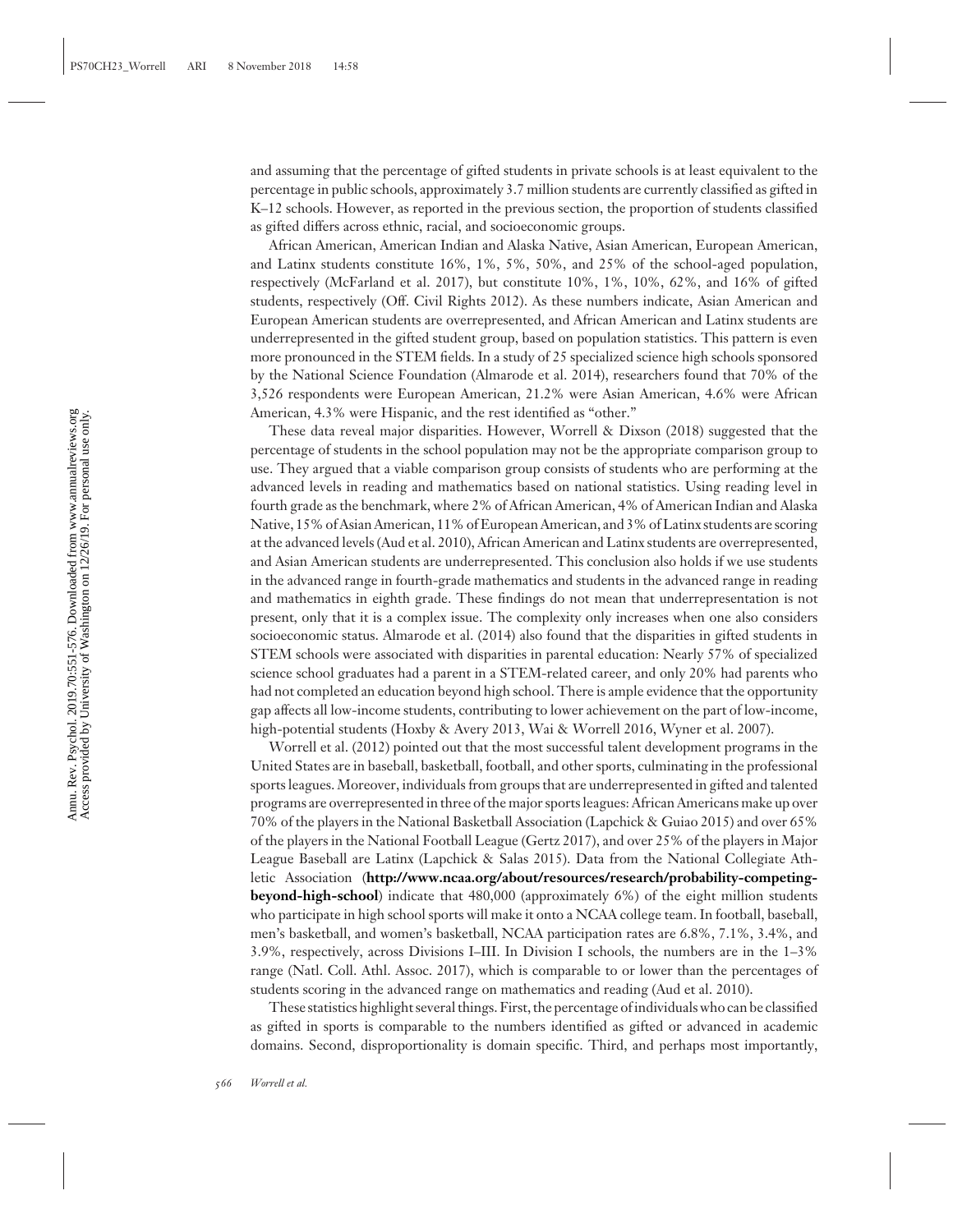and assuming that the percentage of gifted students in private schools is at least equivalent to the percentage in public schools, approximately 3.7 million students are currently classified as gifted in K–12 schools. However, as reported in the previous section, the proportion of students classified as gifted differs across ethnic, racial, and socioeconomic groups.

African American, American Indian and Alaska Native, Asian American, European American, and Latinx students constitute 16%, 1%, 5%, 50%, and 25% of the school-aged population, respectively (McFarland et al. 2017), but constitute 10%, 1%, 10%, 62%, and 16% of gifted students, respectively (Off. Civil Rights 2012). As these numbers indicate, Asian American and European American students are overrepresented, and African American and Latinx students are underrepresented in the gifted student group, based on population statistics. This pattern is even more pronounced in the STEM fields. In a study of 25 specialized science high schools sponsored by the National Science Foundation (Almarode et al. 2014), researchers found that 70% of the 3,526 respondents were European American, 21.2% were Asian American, 4.6% were African American, 4.3% were Hispanic, and the rest identified as "other."

These data reveal major disparities. However, Worrell & Dixson (2018) suggested that the percentage of students in the school population may not be the appropriate comparison group to use. They argued that a viable comparison group consists of students who are performing at the advanced levels in reading and mathematics based on national statistics. Using reading level in fourth grade as the benchmark, where 2% of African American, 4% of American Indian and Alaska Native, 15% of Asian American, 11% of European American, and 3% of Latinx students are scoring at the advanced levels (Aud et al. 2010), African American and Latinx students are overrepresented, and Asian American students are underrepresented. This conclusion also holds if we use students in the advanced range in fourth-grade mathematics and students in the advanced range in reading and mathematics in eighth grade. These findings do not mean that underrepresentation is not present, only that it is a complex issue. The complexity only increases when one also considers socioeconomic status. Almarode et al. (2014) also found that the disparities in gifted students in STEM schools were associated with disparities in parental education: Nearly 57% of specialized science school graduates had a parent in a STEM-related career, and only 20% had parents who had not completed an education beyond high school. There is ample evidence that the opportunity gap affects all low-income students, contributing to lower achievement on the part of low-income, high-potential students (Hoxby & Avery 2013, Wai & Worrell 2016, Wyner et al. 2007).

Worrell et al. (2012) pointed out that the most successful talent development programs in the United States are in baseball, basketball, football, and other sports, culminating in the professional sports leagues. Moreover, individuals from groups that are underrepresented in gifted and talented programs are overrepresented in three of the major sports leagues: African Americans make up over 70% of the players in the National Basketball Association (Lapchick & Guiao 2015) and over 65% of the players in the National Football League (Gertz 2017), and over 25% of the players in Major League Baseball are Latinx (Lapchick & Salas 2015). Data from the National Collegiate Athletic Association (**http://www.ncaa.org/about/resources/research/probability-competing-beyond-high-school**) indicate that 480,000 (approximately 6%) of the eight million students who participate in high school sports will make it onto a NCAA college team. In football, baseball, men's basketball, and women's basketball, NCAA participation rates are 6.8%, 7.1%, 3.4%, and 3.9%, respectively, across Divisions I–III. In Division I schools, the numbers are in the 1–3% range (Natl. Coll. Athl. Assoc. 2017), which is comparable to or lower than the percentages of students scoring in the advanced range on mathematics and reading (Aud et al. 2010).

These statistics highlight several things. First, the percentage of individuals who can be classified as gifted in sports is comparable to the numbers identified as gifted or advanced in academic domains. Second, disproportionality is domain specific. Third, and perhaps most importantly,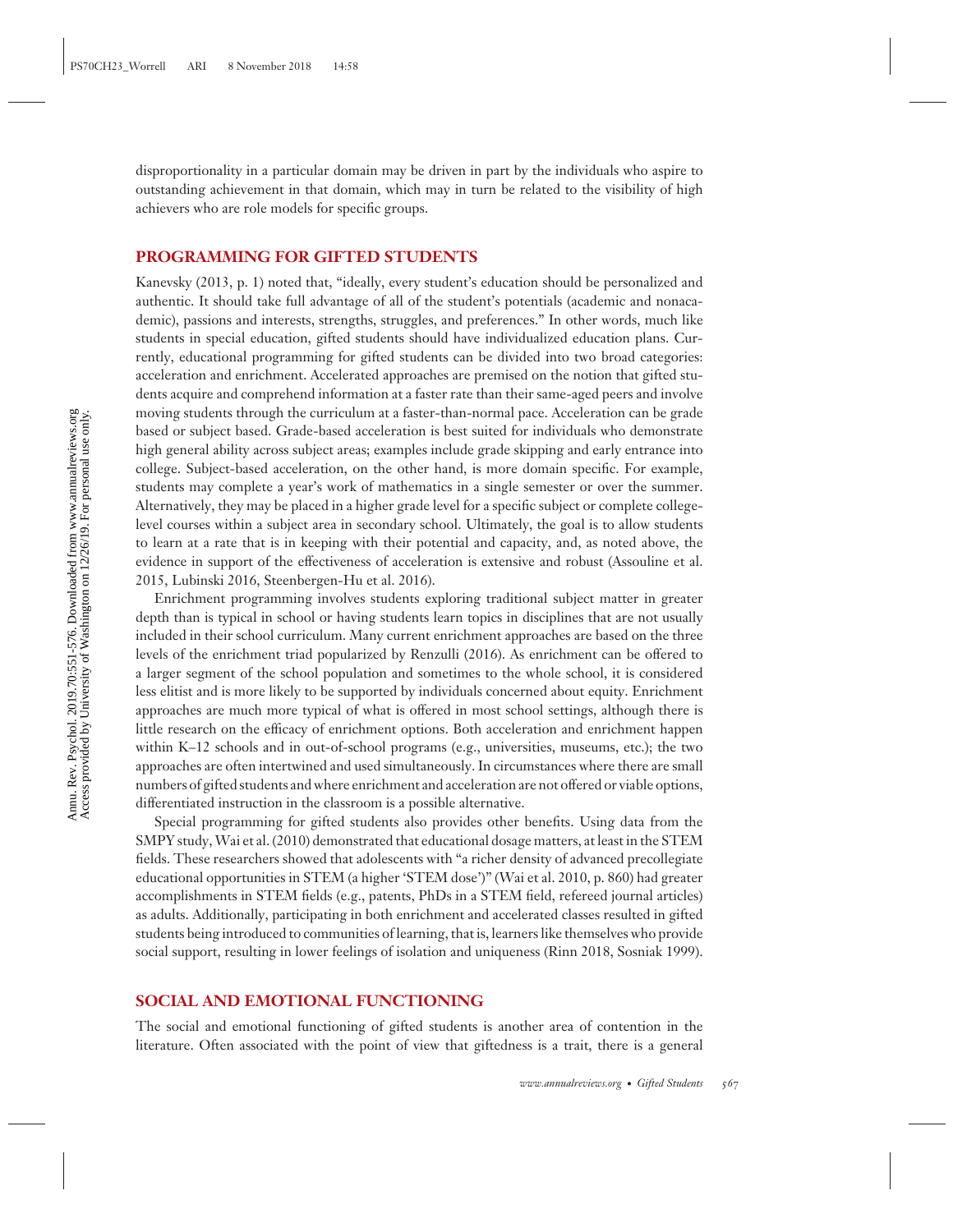disproportionality in a particular domain may be driven in part by the individuals who aspire to outstanding achievement in that domain, which may in turn be related to the visibility of high achievers who are role models for specific groups.

## PROGRAMMING FOR GIFTED STUDENTS

Kanevsky (2013, p. 1) noted that, "ideally, every student's education should be personalized and authentic. It should take full advantage of all of the student's potentials (academic and nonacademic), passions and interests, strengths, struggles, and preferences." In other words, much like students in special education, gifted students should have individualized education plans. Currently, educational programming for gifted students can be divided into two broad categories: acceleration and enrichment. Accelerated approaches are premised on the notion that gifted students acquire and comprehend information at a faster rate than their same-aged peers and involve moving students through the curriculum at a faster-than-normal pace. Acceleration can be grade based or subject based. Grade-based acceleration is best suited for individuals who demonstrate high general ability across subject areas; examples include grade skipping and early entrance into college. Subject-based acceleration, on the other hand, is more domain specific. For example, students may complete a year's work of mathematics in a single semester or over the summer. Alternatively, they may be placed in a higher grade level for a specific subject or complete college-level courses within a subject area in secondary school. Ultimately, the goal is to allow students to learn at a rate that is in keeping with their potential and capacity, and, as noted above, the evidence in support of the effectiveness of acceleration is extensive and robust (Assouline et al. 2015, Lubinski 2016, Steenbergen-Hu et al. 2016).

Enrichment programming involves students exploring traditional subject matter in greater depth than is typical in school or having students learn topics in disciplines that are not usually included in their school curriculum. Many current enrichment approaches are based on the three levels of the enrichment triad popularized by Renzulli (2016). As enrichment can be offered to a larger segment of the school population and sometimes to the whole school, it is considered less elitist and is more likely to be supported by individuals concerned about equity. Enrichment approaches are much more typical of what is offered in most school settings, although there is little research on the efficacy of enrichment options. Both acceleration and enrichment happen within K–12 schools and in out-of-school programs (e.g., universities, museums, etc.); the two approaches are often intertwined and used simultaneously. In circumstances where there are small numbers of gifted students and where enrichment and acceleration are not offered or viable options, differentiated instruction in the classroom is a possible alternative.

Special programming for gifted students also provides other benefits. Using data from the SMPY study, Wai et al. (2010) demonstrated that educational dosage matters, at least in the STEM fields. These researchers showed that adolescents with "a richer density of advanced precollegiate educational opportunities in STEM (a higher 'STEM dose')" (Wai et al. 2010, p. 860) had greater accomplishments in STEM fields (e.g., patents, PhDs in a STEM field, refereed journal articles) as adults. Additionally, participating in both enrichment and accelerated classes resulted in gifted students being introduced to communities of learning, that is, learners like themselves who provide social support, resulting in lower feelings of isolation and uniqueness (Rinn 2018, Sosniak 1999).

## SOCIAL AND EMOTIONAL FUNCTIONING

The social and emotional functioning of gifted students is another area of contention in the literature. Often associated with the point of view that giftedness is a trait, there is a general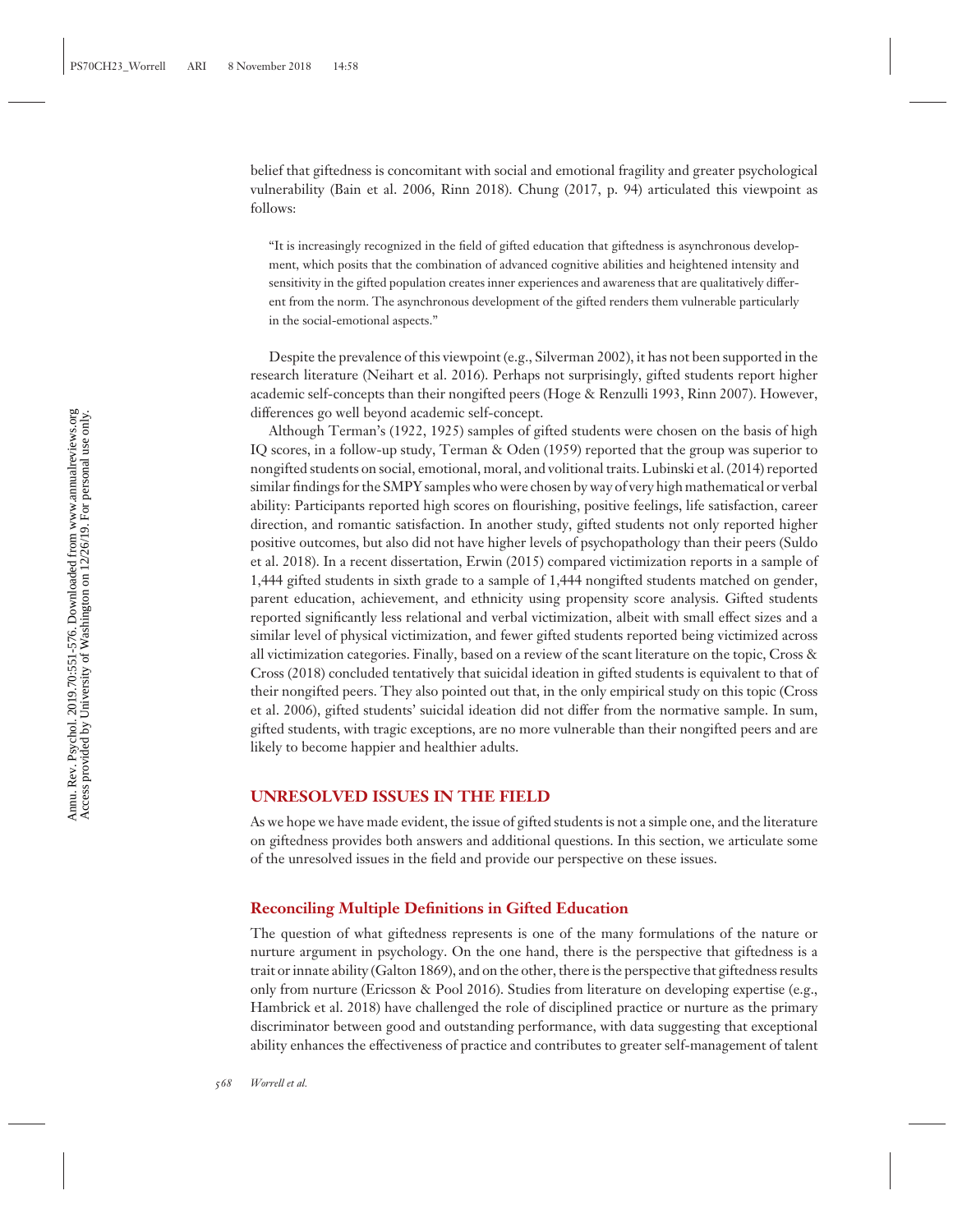belief that giftedness is concomitant with social and emotional fragility and greater psychological vulnerability (Bain et al. 2006, Rinn 2018). Chung (2017, p. 94) articulated this viewpoint as follows:

> "It is increasingly recognized in the field of gifted education that giftedness is asynchronous development, which posits that the combination of advanced cognitive abilities and heightened intensity and sensitivity in the gifted population creates inner experiences and awareness that are qualitatively different from the norm. The asynchronous development of the gifted renders them vulnerable particularly in the social-emotional aspects."

Despite the prevalence of this viewpoint (e.g., Silverman 2002), it has not been supported in the research literature (Neihart et al. 2016). Perhaps not surprisingly, gifted students report higher academic self-concepts than their nongifted peers (Hoge & Renzulli 1993, Rinn 2007). However, differences go well beyond academic self-concept.

Although Terman's (1922, 1925) samples of gifted students were chosen on the basis of high IQ scores, in a follow-up study, Terman & Oden (1959) reported that the group was superior to nongifted students on social, emotional, moral, and volitional traits. Lubinski et al. (2014) reported similar findings for the SMPY samples who were chosen by way of very high mathematical or verbal ability: Participants reported high scores on flourishing, positive feelings, life satisfaction, career direction, and romantic satisfaction. In another study, gifted students not only reported higher positive outcomes, but also did not have higher levels of psychopathology than their peers (Suldo et al. 2018). In a recent dissertation, Erwin (2015) compared victimization reports in a sample of 1,444 gifted students in sixth grade to a sample of 1,444 nongifted students matched on gender, parent education, achievement, and ethnicity using propensity score analysis. Gifted students reported significantly less relational and verbal victimization, albeit with small effect sizes and a similar level of physical victimization, and fewer gifted students reported being victimized across all victimization categories. Finally, based on a review of the scant literature on the topic, Cross & Cross (2018) concluded tentatively that suicidal ideation in gifted students is equivalent to that of their nongifted peers. They also pointed out that, in the only empirical study on this topic (Cross et al. 2006), gifted students' suicidal ideation did not differ from the normative sample. In sum, gifted students, with tragic exceptions, are no more vulnerable than their nongifted peers and are likely to become happier and healthier adults.

## UNRESOLVED ISSUES IN THE FIELD

As we hope we have made evident, the issue of gifted students is not a simple one, and the literature on giftedness provides both answers and additional questions. In this section, we articulate some of the unresolved issues in the field and provide our perspective on these issues.

### Reconciling Multiple Definitions in Gifted Education

The question of what giftedness represents is one of the many formulations of the nature or nurture argument in psychology. On the one hand, there is the perspective that giftedness is a trait or innate ability (Galton 1869), and on the other, there is the perspective that giftedness results only from nurture (Ericsson & Pool 2016). Studies from literature on developing expertise (e.g., Hambrick et al. 2018) have challenged the role of disciplined practice or nurture as the primary discriminator between good and outstanding performance, with data suggesting that exceptional ability enhances the effectiveness of practice and contributes to greater self-management of talent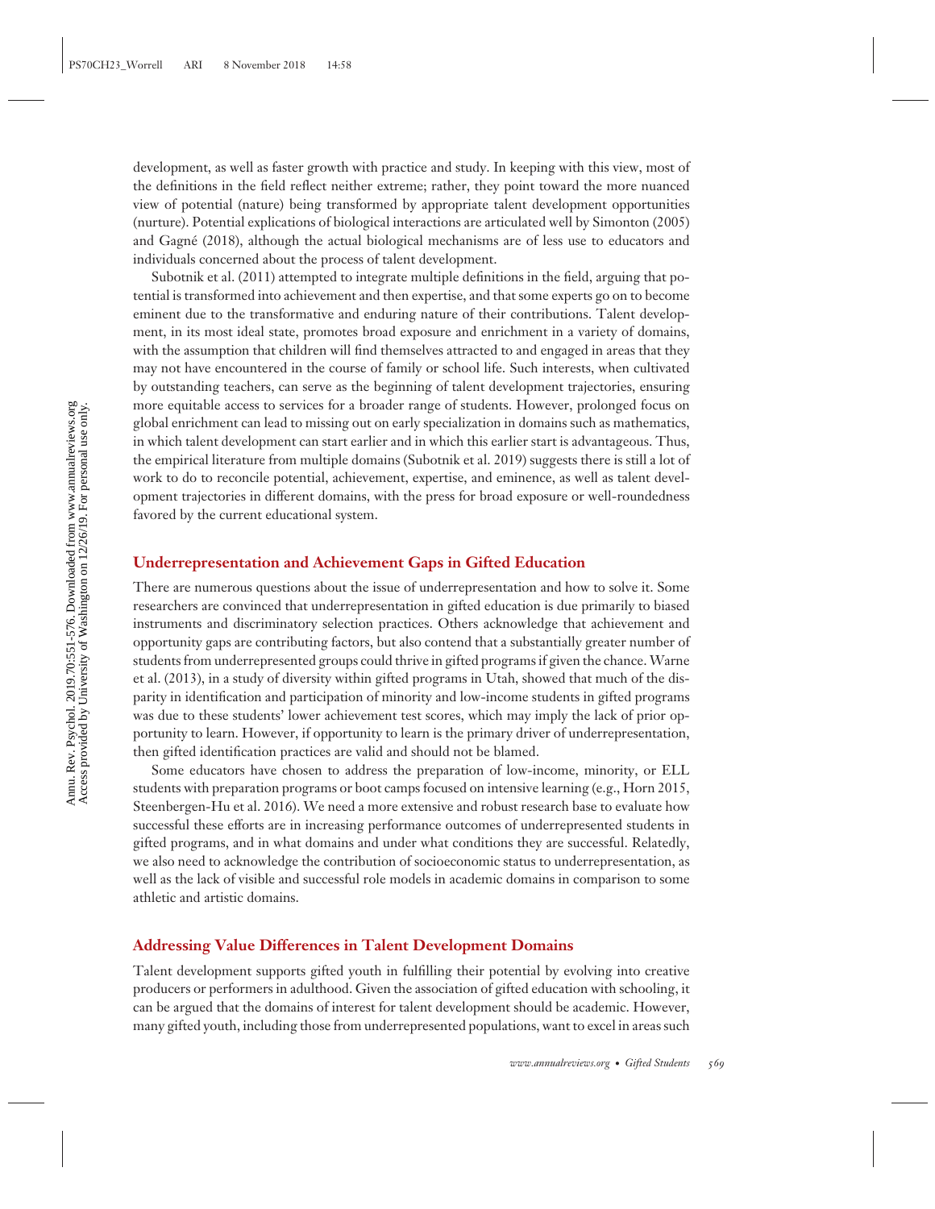development, as well as faster growth with practice and study. In keeping with this view, most of the definitions in the field reflect neither extreme; rather, they point toward the more nuanced view of potential (nature) being transformed by appropriate talent development opportunities (nurture). Potential explications of biological interactions are articulated well by Simonton (2005) and Gagné (2018), although the actual biological mechanisms are of less use to educators and individuals concerned about the process of talent development.

Subotnik et al. (2011) attempted to integrate multiple definitions in the field, arguing that potential is transformed into achievement and then expertise, and that some experts go on to become eminent due to the transformative and enduring nature of their contributions. Talent development, in its most ideal state, promotes broad exposure and enrichment in a variety of domains, with the assumption that children will find themselves attracted to and engaged in areas that they may not have encountered in the course of family or school life. Such interests, when cultivated by outstanding teachers, can serve as the beginning of talent development trajectories, ensuring more equitable access to services for a broader range of students. However, prolonged focus on global enrichment can lead to missing out on early specialization in domains such as mathematics, in which talent development can start earlier and in which this earlier start is advantageous. Thus, the empirical literature from multiple domains (Subotnik et al. 2019) suggests there is still a lot of work to do to reconcile potential, achievement, expertise, and eminence, as well as talent development trajectories in different domains, with the press for broad exposure or well-roundedness favored by the current educational system.

## Underrepresentation and Achievement Gaps in Gifted Education

There are numerous questions about the issue of underrepresentation and how to solve it. Some researchers are convinced that underrepresentation in gifted education is due primarily to biased instruments and discriminatory selection practices. Others acknowledge that achievement and opportunity gaps are contributing factors, but also contend that a substantially greater number of students from underrepresented groups could thrive in gifted programs if given the chance. Warne et al. (2013), in a study of diversity within gifted programs in Utah, showed that much of the disparity in identification and participation of minority and low-income students in gifted programs was due to these students' lower achievement test scores, which may imply the lack of prior opportunity to learn. However, if opportunity to learn is the primary driver of underrepresentation, then gifted identification practices are valid and should not be blamed.

Some educators have chosen to address the preparation of low-income, minority, or ELL students with preparation programs or boot camps focused on intensive learning (e.g., Horn 2015, Steenbergen-Hu et al. 2016). We need a more extensive and robust research base to evaluate how successful these efforts are in increasing performance outcomes of underrepresented students in gifted programs, and in what domains and under what conditions they are successful. Relatedly, we also need to acknowledge the contribution of socioeconomic status to underrepresentation, as well as the lack of visible and successful role models in academic domains in comparison to some athletic and artistic domains.

## Addressing Value Differences in Talent Development Domains

Talent development supports gifted youth in fulfilling their potential by evolving into creative producers or performers in adulthood. Given the association of gifted education with schooling, it can be argued that the domains of interest for talent development should be academic. However, many gifted youth, including those from underrepresented populations, want to excel in areas such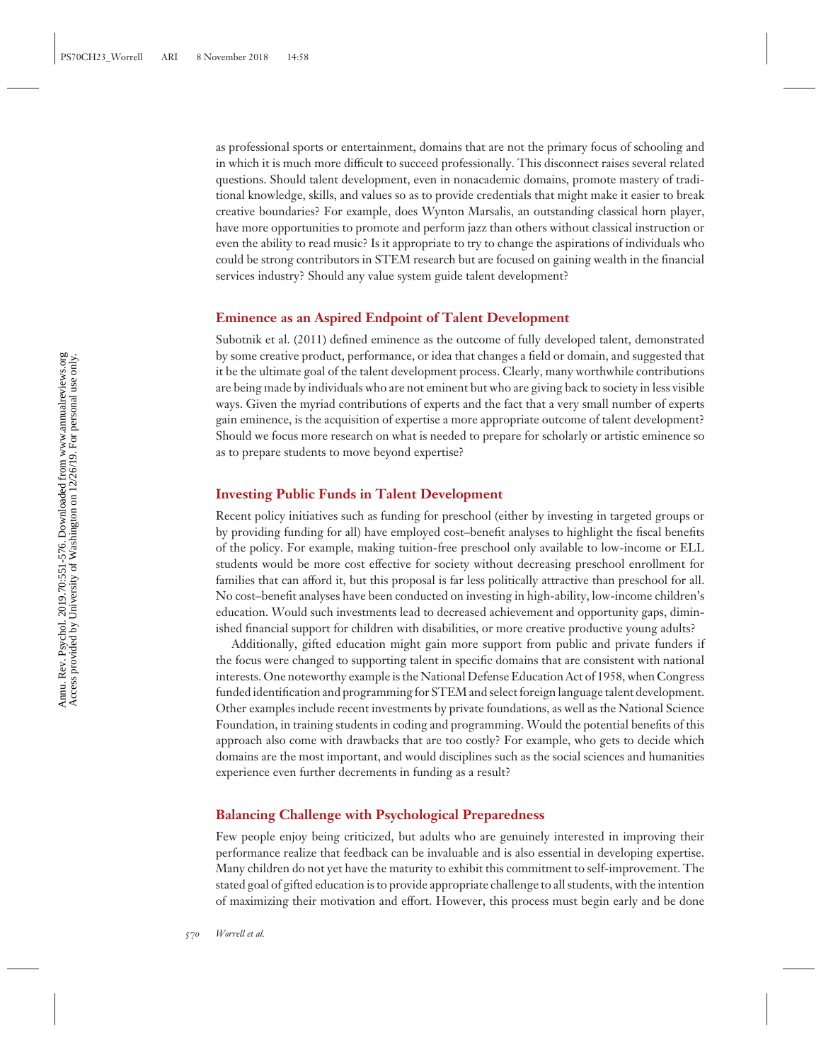as professional sports or entertainment, domains that are not the primary focus of schooling and in which it is much more difficult to succeed professionally. This disconnect raises several related questions. Should talent development, even in nonacademic domains, promote mastery of traditional knowledge, skills, and values so as to provide credentials that might make it easier to break creative boundaries? For example, does Wynton Marsalis, an outstanding classical horn player, have more opportunities to promote and perform jazz than others without classical instruction or even the ability to read music? Is it appropriate to try to change the aspirations of individuals who could be strong contributors in STEM research but are focused on gaining wealth in the financial services industry? Should any value system guide talent development?

## Eminence as an Aspired Endpoint of Talent Development

Subotnik et al. (2011) defined eminence as the outcome of fully developed talent, demonstrated by some creative product, performance, or idea that changes a field or domain, and suggested that it be the ultimate goal of the talent development process. Clearly, many worthwhile contributions are being made by individuals who are not eminent but who are giving back to society in less visible ways. Given the myriad contributions of experts and the fact that a very small number of experts gain eminence, is the acquisition of expertise a more appropriate outcome of talent development? Should we focus more research on what is needed to prepare for scholarly or artistic eminence so as to prepare students to move beyond expertise?

## Investing Public Funds in Talent Development

Recent policy initiatives such as funding for preschool (either by investing in targeted groups or by providing funding for all) have employed cost–benefit analyses to highlight the fiscal benefits of the policy. For example, making tuition-free preschool only available to low-income or ELL students would be more cost effective for society without decreasing preschool enrollment for families that can afford it, but this proposal is far less politically attractive than preschool for all. No cost–benefit analyses have been conducted on investing in high-ability, low-income children's education. Would such investments lead to decreased achievement and opportunity gaps, diminished financial support for children with disabilities, or more creative productive young adults?

Additionally, gifted education might gain more support from public and private funders if the focus were changed to supporting talent in specific domains that are consistent with national interests. One noteworthy example is the National Defense Education Act of 1958, when Congress funded identification and programming for STEM and select foreign language talent development. Other examples include recent investments by private foundations, as well as the National Science Foundation, in training students in coding and programming. Would the potential benefits of this approach also come with drawbacks that are too costly? For example, who gets to decide which domains are the most important, and would disciplines such as the social sciences and humanities experience even further decrements in funding as a result?

## Balancing Challenge with Psychological Preparedness

Few people enjoy being criticized, but adults who are genuinely interested in improving their performance realize that feedback can be invaluable and is also essential in developing expertise. Many children do not yet have the maturity to exhibit this commitment to self-improvement. The stated goal of gifted education is to provide appropriate challenge to all students, with the intention of maximizing their motivation and effort. However, this process must begin early and be done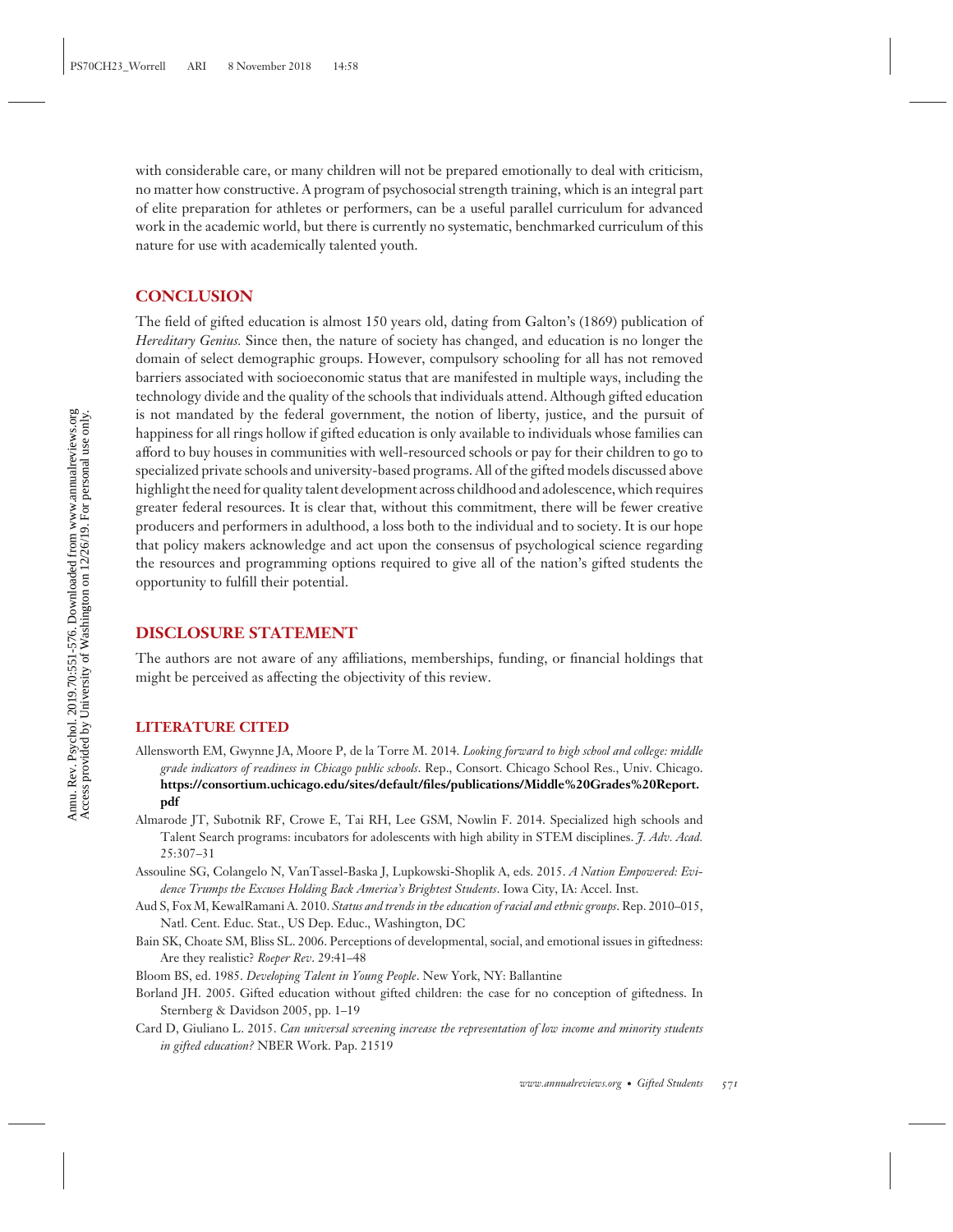with considerable care, or many children will not be prepared emotionally to deal with criticism, no matter how constructive. A program of psychosocial strength training, which is an integral part of elite preparation for athletes or performers, can be a useful parallel curriculum for advanced work in the academic world, but there is currently no systematic, benchmarked curriculum of this nature for use with academically talented youth.

## CONCLUSION

The field of gifted education is almost 150 years old, dating from Galton's (1869) publication of *Hereditary Genius.* Since then, the nature of society has changed, and education is no longer the domain of select demographic groups. However, compulsory schooling for all has not removed barriers associated with socioeconomic status that are manifested in multiple ways, including the technology divide and the quality of the schools that individuals attend. Although gifted education is not mandated by the federal government, the notion of liberty, justice, and the pursuit of happiness for all rings hollow if gifted education is only available to individuals whose families can afford to buy houses in communities with well-resourced schools or pay for their children to go to specialized private schools and university-based programs. All of the gifted models discussed above highlight the need for quality talent development across childhood and adolescence, which requires greater federal resources. It is clear that, without this commitment, there will be fewer creative producers and performers in adulthood, a loss both to the individual and to society. It is our hope that policy makers acknowledge and act upon the consensus of psychological science regarding the resources and programming options required to give all of the nation's gifted students the opportunity to fulfill their potential.

## DISCLOSURE STATEMENT

The authors are not aware of any affiliations, memberships, funding, or financial holdings that might be perceived as affecting the objectivity of this review.

## LITERATURE CITED

Allensworth EM, Gwynne JA, Moore P, de la Torre M. 2014. *Looking forward to high school and college: middle grade indicators of readiness in Chicago public schools*. Rep., Consort. Chicago School Res., Univ. Chicago. **https://consortium.uchicago.edu/sites/default/files/publications/Middle%20Grades%20Report.pdf**

Almarode JT, Subotnik RF, Crowe E, Tai RH, Lee GSM, Nowlin F. 2014. Specialized high schools and Talent Search programs: incubators for adolescents with high ability in STEM disciplines. *J. Adv. Acad.* 25:307–31

Assouline SG, Colangelo N, VanTassel-Baska J, Lupkowski-Shoplik A, eds. 2015. *A Nation Empowered: Evidence Trumps the Excuses Holding Back America's Brightest Students*. Iowa City, IA: Accel. Inst.

Aud S, Fox M, KewalRamani A. 2010. *Status and trends in the education of racial and ethnic groups*. Rep. 2010–015, Natl. Cent. Educ. Stat., US Dep. Educ., Washington, DC

Bain SK, Choate SM, Bliss SL. 2006. Perceptions of developmental, social, and emotional issues in giftedness: Are they realistic? *Roeper Rev*. 29:41–48

Bloom BS, ed. 1985. *Developing Talent in Young People*. New York, NY: Ballantine

Borland JH. 2005. Gifted education without gifted children: the case for no conception of giftedness. In Sternberg & Davidson 2005, pp. 1–19

Card D, Giuliano L. 2015. *Can universal screening increase the representation of low income and minority students in gifted education?* NBER Work. Pap. 21519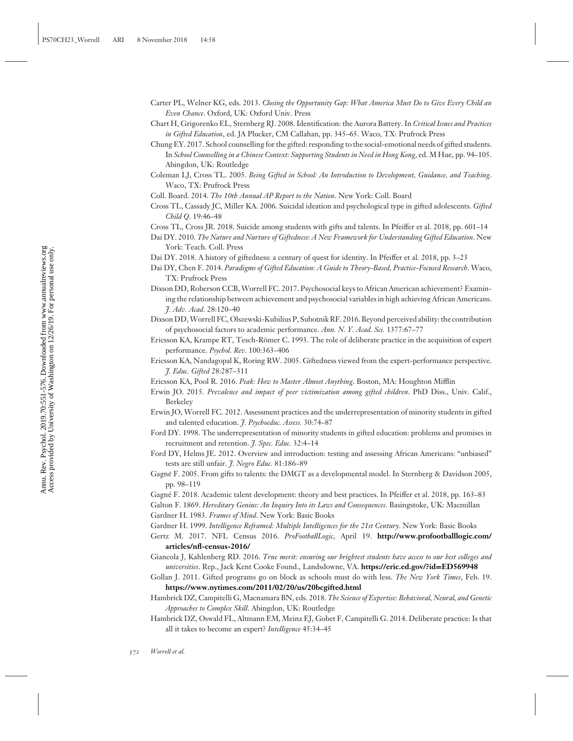Carter PL, Welner KG, eds. 2013. *Closing the Opportunity Gap: What America Must Do to Give Every Child an Even Chance*. Oxford, UK: Oxford Univ. Press

Chart H, Grigorenko EL, Sternberg RJ. 2008. Identification: the Aurora Battery. In *Critical Issues and Practices in Gifted Education*, ed. JA Plucker, CM Callahan, pp. 345–65. Waco, TX: Prufrock Press

Chung EY. 2017. School counselling for the gifted: responding to the social-emotional needs of gifted students. In *School Counselling in a Chinese Context: Supporting Students in Need in Hong Kong*, ed. M Hue, pp. 94–105. Abingdon, UK: Routledge

Coleman LJ, Cross TL. 2005. *Being Gifted in School: An Introduction to Development, Guidance, and Teaching*. Waco, TX: Prufrock Press

Coll. Board. 2014. *The 10th Annual AP Report to the Nation*. New York: Coll. Board

Cross TL, Cassady JC, Miller KA. 2006. Suicidal ideation and psychological type in gifted adolescents. *Gifted Child Q*. 19:46–48

Cross TL, Cross JR. 2018. Suicide among students with gifts and talents. In Pfeiffer et al. 2018, pp. 601–14

Dai DY. 2010. *The Nature and Nurture of Giftedness: A New Framework for Understanding Gifted Education*. New York: Teach. Coll. Press

Dai DY. 2018. A history of giftedness: a century of quest for identity. In Pfeiffer et al. 2018, pp. 3–23

Dai DY, Chen F. 2014. *Paradigms of Gifted Education: A Guide to Theory-Based, Practice-Focused Research*. Waco, TX: Prufrock Press

Dixson DD, Roberson CCB, Worrell FC. 2017. Psychosocial keys to African American achievement? Examining the relationship between achievement and psychosocial variables in high achieving African Americans. *J. Adv. Acad.* 28:120–40

Dixson DD, Worrell FC, Olszewski-Kubilius P, Subotnik RF. 2016. Beyond perceived ability: the contribution of psychosocial factors to academic performance. *Ann. N. Y. Acad. Sci.* 1377:67–77

Ericsson KA, Krampe RT, Tesch-Römer C. 1993. The role of deliberate practice in the acquisition of expert performance. *Psychol. Rev*. 100:363–406

Ericsson KA, Nandagopal K, Roring RW. 2005. Giftedness viewed from the expert-performance perspective. *J. Educ. Gifted* 28:287–311

Ericsson KA, Pool R. 2016. *Peak: How to Master Almost Anything*. Boston, MA: Houghton Mifflin

Erwin JO. 2015. *Prevalence and impact of peer victimization among gifted children*. PhD Diss., Univ. Calif., Berkeley

Erwin JO, Worrell FC. 2012. Assessment practices and the underrepresentation of minority students in gifted and talented education. *J. Psychoeduc. Assess.* 30:74–87

Ford DY. 1998. The underrepresentation of minority students in gifted education: problems and promises in recruitment and retention. *J. Spec. Educ.* 32:4–14

Ford DY, Helms JE. 2012. Overview and introduction: testing and assessing African Americans: "unbiased" tests are still unfair. *J. Negro Educ.* 81:186–89

Gagné F. 2005. From gifts to talents: the DMGT as a developmental model. In Sternberg & Davidson 2005, pp. 98–119

Gagné F. 2018. Academic talent development: theory and best practices. In Pfeiffer et al. 2018, pp. 163–83

Galton F. 1869. *Hereditary Genius: An Inquiry Into its Laws and Consequences*. Basingstoke, UK: Macmillan

Gardner H. 1983. *Frames of Mind*. New York: Basic Books

Gardner H. 1999. *Intelligence Reframed: Multiple Intelligences for the 21st Century*. New York: Basic Books

Gertz M. 2017. NFL Census 2016. *ProFootballLogic*, April 19. **http://www.profootballlogic.com/articles/nfl-census-2016/**

Giancola J, Kahlenberg RD. 2016. *True merit: ensuring our brightest students have access to our best colleges and universities*. Rep., Jack Kent Cooke Found., Landsdowne, VA. **https://eric.ed.gov/?id=ED569948**

Gollan J. 2011. Gifted programs go on block as schools must do with less. *The New York Times*, Feb. 19. **https://www.nytimes.com/2011/02/20/us/20bcgifted.html**

Hambrick DZ, Campitelli G, Macnamara BN, eds. 2018. *The Science of Expertise: Behavioral, Neural, and Genetic Approaches to Complex Skill*. Abingdon, UK: Routledge

Hambrick DZ, Oswald FL, Altmann EM, Meinz EJ, Gobet F, Campitelli G. 2014. Deliberate practice: Is that all it takes to become an expert? *Intelligence* 45:34–45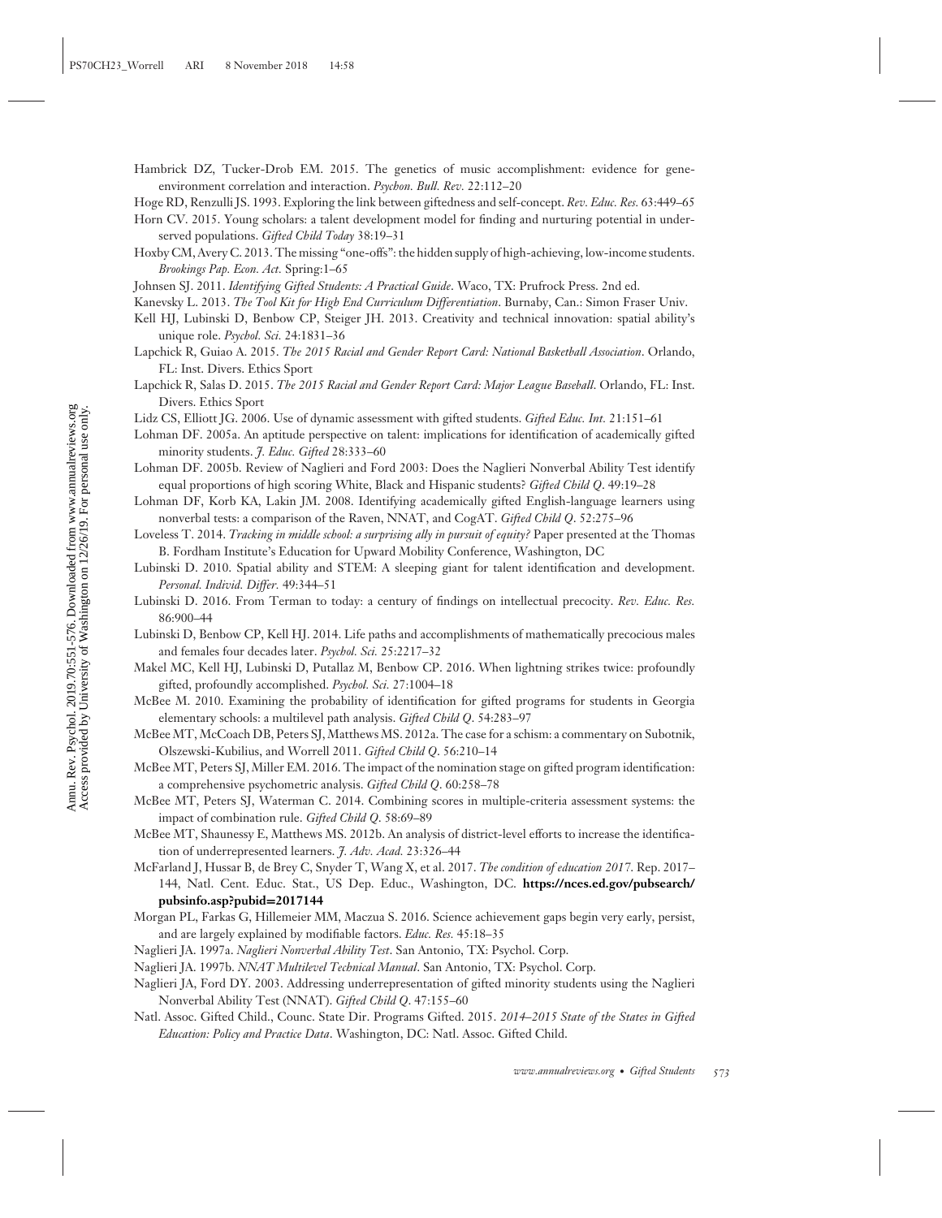Hambrick DZ, Tucker-Drob EM. 2015. The genetics of music accomplishment: evidence for gene-environment correlation and interaction. *Psychon. Bull. Rev.* 22:112–20

Hoge RD, Renzulli JS. 1993. Exploring the link between giftedness and self-concept. *Rev. Educ. Res.* 63:449–65

Horn CV. 2015. Young scholars: a talent development model for finding and nurturing potential in underserved populations. *Gifted Child Today* 38:19–31

Hoxby CM, Avery C. 2013. The missing "one-offs": the hidden supply of high-achieving, low-income students. *Brookings Pap. Econ. Act.* Spring:1–65

Johnsen SJ. 2011. *Identifying Gifted Students: A Practical Guide*. Waco, TX: Prufrock Press. 2nd ed.

Kanevsky L. 2013. *The Tool Kit for High End Curriculum Differentiation*. Burnaby, Can.: Simon Fraser Univ.

Kell HJ, Lubinski D, Benbow CP, Steiger JH. 2013. Creativity and technical innovation: spatial ability's unique role. *Psychol. Sci.* 24:1831–36

Lapchick R, Guiao A. 2015. *The 2015 Racial and Gender Report Card: National Basketball Association*. Orlando, FL: Inst. Divers. Ethics Sport

Lapchick R, Salas D. 2015. *The 2015 Racial and Gender Report Card: Major League Baseball*. Orlando, FL: Inst. Divers. Ethics Sport

Lidz CS, Elliott JG. 2006. Use of dynamic assessment with gifted students. *Gifted Educ. Int.* 21:151–61

Lohman DF. 2005a. An aptitude perspective on talent: implications for identification of academically gifted minority students. *J. Educ. Gifted* 28:333–60

Lohman DF. 2005b. Review of Naglieri and Ford 2003: Does the Naglieri Nonverbal Ability Test identify equal proportions of high scoring White, Black and Hispanic students? *Gifted Child Q.* 49:19–28

Lohman DF, Korb KA, Lakin JM. 2008. Identifying academically gifted English-language learners using nonverbal tests: a comparison of the Raven, NNAT, and CogAT. *Gifted Child Q.* 52:275–96

Loveless T. 2014. *Tracking in middle school: a surprising ally in pursuit of equity?* Paper presented at the Thomas B. Fordham Institute's Education for Upward Mobility Conference, Washington, DC

Lubinski D. 2010. Spatial ability and STEM: A sleeping giant for talent identification and development. *Personal. Individ. Differ.* 49:344–51

Lubinski D. 2016. From Terman to today: a century of findings on intellectual precocity. *Rev. Educ. Res.* 86:900–44

Lubinski D, Benbow CP, Kell HJ. 2014. Life paths and accomplishments of mathematically precocious males and females four decades later. *Psychol. Sci.* 25:2217–32

Makel MC, Kell HJ, Lubinski D, Putallaz M, Benbow CP. 2016. When lightning strikes twice: profoundly gifted, profoundly accomplished. *Psychol. Sci.* 27:1004–18

McBee M. 2010. Examining the probability of identification for gifted programs for students in Georgia elementary schools: a multilevel path analysis. *Gifted Child Q.* 54:283–97

McBee MT, McCoach DB, Peters SJ, Matthews MS. 2012a. The case for a schism: a commentary on Subotnik, Olszewski-Kubilius, and Worrell 2011. *Gifted Child Q.* 56:210–14

McBee MT, Peters SJ, Miller EM. 2016. The impact of the nomination stage on gifted program identification: a comprehensive psychometric analysis. *Gifted Child Q.* 60:258–78

McBee MT, Peters SJ, Waterman C. 2014. Combining scores in multiple-criteria assessment systems: the impact of combination rule. *Gifted Child Q.* 58:69–89

McBee MT, Shaunessy E, Matthews MS. 2012b. An analysis of district-level efforts to increase the identification of underrepresented learners. *J. Adv. Acad.* 23:326–44

McFarland J, Hussar B, de Brey C, Snyder T, Wang X, et al. 2017. *The condition of education 2017*. Rep. 2017–144, Natl. Cent. Educ. Stat., US Dep. Educ., Washington, DC. **https://nces.ed.gov/pubsearch/pubsinfo.asp?pubid=2017144**

Morgan PL, Farkas G, Hillemeier MM, Maczua S. 2016. Science achievement gaps begin very early, persist, and are largely explained by modifiable factors. *Educ. Res.* 45:18–35

Naglieri JA. 1997a. *Naglieri Nonverbal Ability Test*. San Antonio, TX: Psychol. Corp.

Naglieri JA. 1997b. *NNAT Multilevel Technical Manual*. San Antonio, TX: Psychol. Corp.

Naglieri JA, Ford DY. 2003. Addressing underrepresentation of gifted minority students using the Naglieri Nonverbal Ability Test (NNAT). *Gifted Child Q.* 47:155–60

Natl. Assoc. Gifted Child., Counc. State Dir. Programs Gifted. 2015. *2014–2015 State of the States in Gifted Education: Policy and Practice Data*. Washington, DC: Natl. Assoc. Gifted Child.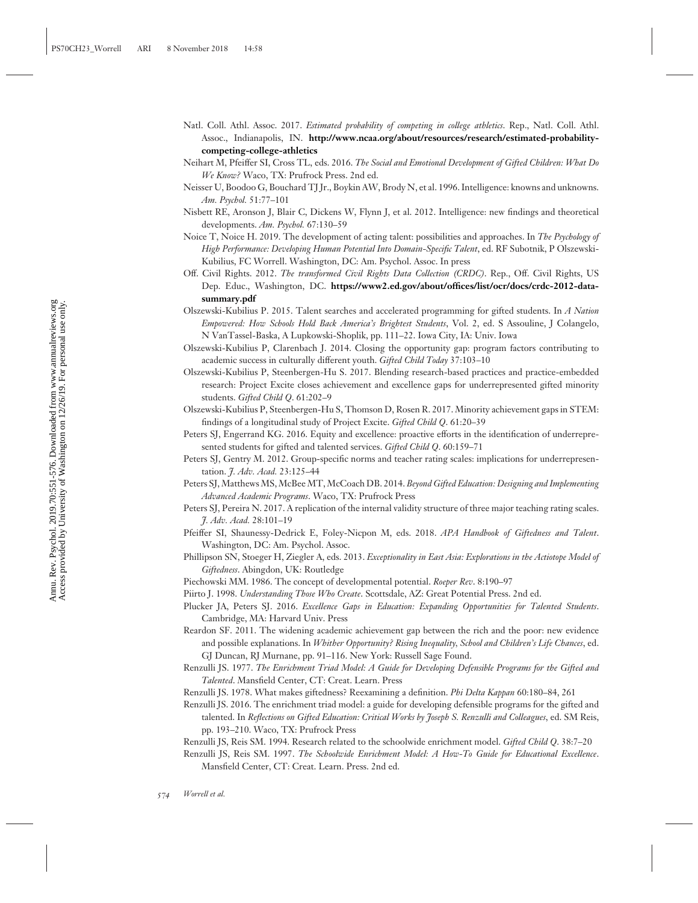Natl. Coll. Athl. Assoc. 2017. *Estimated probability of competing in college athletics*. Rep., Natl. Coll. Athl. Assoc., Indianapolis, IN. **http://www.ncaa.org/about/resources/research/estimated-probability-competing-college-athletics**

Neihart M, Pfeiffer SI, Cross TL, eds. 2016. *The Social and Emotional Development of Gifted Children: What Do We Know?* Waco, TX: Prufrock Press. 2nd ed.

Neisser U, Boodoo G, Bouchard TJ Jr., Boykin AW, Brody N, et al. 1996. Intelligence: knowns and unknowns. *Am. Psychol.* 51:77–101

Nisbett RE, Aronson J, Blair C, Dickens W, Flynn J, et al. 2012. Intelligence: new findings and theoretical developments. *Am. Psychol.* 67:130–59

Noice T, Noice H. 2019. The development of acting talent: possibilities and approaches. In *The Psychology of High Performance: Developing Human Potential Into Domain-Specific Talent*, ed. RF Subotnik, P Olszewski-Kubilius, FC Worrell. Washington, DC: Am. Psychol. Assoc. In press

Off. Civil Rights. 2012. *The transformed Civil Rights Data Collection (CRDC)*. Rep., Off. Civil Rights, US Dep. Educ., Washington, DC. **https://www2.ed.gov/about/offices/list/ocr/docs/crdc-2012-data-summary.pdf**

Olszewski-Kubilius P. 2015. Talent searches and accelerated programming for gifted students. In *A Nation Empowered: How Schools Hold Back America's Brightest Students*, Vol. 2, ed. S Assouline, J Colangelo, N VanTassel-Baska, A Lupkowski-Shoplik, pp. 111–22. Iowa City, IA: Univ. Iowa

Olszewski-Kubilius P, Clarenbach J. 2014. Closing the opportunity gap: program factors contributing to academic success in culturally different youth. *Gifted Child Today* 37:103–10

Olszewski-Kubilius P, Steenbergen-Hu S. 2017. Blending research-based practices and practice-embedded research: Project Excite closes achievement and excellence gaps for underrepresented gifted minority students. *Gifted Child Q*. 61:202–9

Olszewski-Kubilius P, Steenbergen-Hu S, Thomson D, Rosen R. 2017. Minority achievement gaps in STEM: findings of a longitudinal study of Project Excite. *Gifted Child Q*. 61:20–39

Peters SJ, Engerrand KG. 2016. Equity and excellence: proactive efforts in the identification of underrepresented students for gifted and talented services. *Gifted Child Q*. 60:159–71

Peters SJ, Gentry M. 2012. Group-specific norms and teacher rating scales: implications for underrepresentation. *J. Adv. Acad.* 23:125–44

Peters SJ, Matthews MS, McBee MT, McCoach DB. 2014. *Beyond Gifted Education: Designing and Implementing Advanced Academic Programs*. Waco, TX: Prufrock Press

Peters SJ, Pereira N. 2017. A replication of the internal validity structure of three major teaching rating scales. *J. Adv. Acad.* 28:101–19

Pfeiffer SI, Shaunessy-Dedrick E, Foley-Nicpon M, eds. 2018. *APA Handbook of Giftedness and Talent*. Washington, DC: Am. Psychol. Assoc.

Phillipson SN, Stoeger H, Ziegler A, eds. 2013. *Exceptionality in East Asia: Explorations in the Actiotope Model of Giftedness*. Abingdon, UK: Routledge

Piechowski MM. 1986. The concept of developmental potential. *Roeper Rev*. 8:190–97

Piirto J. 1998. *Understanding Those Who Create*. Scottsdale, AZ: Great Potential Press. 2nd ed.

Plucker JA, Peters SJ. 2016. *Excellence Gaps in Education: Expanding Opportunities for Talented Students*. Cambridge, MA: Harvard Univ. Press

Reardon SF. 2011. The widening academic achievement gap between the rich and the poor: new evidence and possible explanations. In *Whither Opportunity? Rising Inequality, School and Children's Life Chances*, ed. GJ Duncan, RJ Murnane, pp. 91–116. New York: Russell Sage Found.

Renzulli JS. 1977. *The Enrichment Triad Model: A Guide for Developing Defensible Programs for the Gifted and Talented*. Mansfield Center, CT: Creat. Learn. Press

Renzulli JS. 1978. What makes giftedness? Reexamining a definition. *Phi Delta Kappan* 60:180–84, 261

Renzulli JS. 2016. The enrichment triad model: a guide for developing defensible programs for the gifted and talented. In *Reflections on Gifted Education: Critical Works by Joseph S. Renzulli and Colleagues*, ed. SM Reis, pp. 193–210. Waco, TX: Prufrock Press

Renzulli JS, Reis SM. 1994. Research related to the schoolwide enrichment model. *Gifted Child Q*. 38:7–20

Renzulli JS, Reis SM. 1997. *The Schoolwide Enrichment Model: A How-To Guide for Educational Excellence*. Mansfield Center, CT: Creat. Learn. Press. 2nd ed.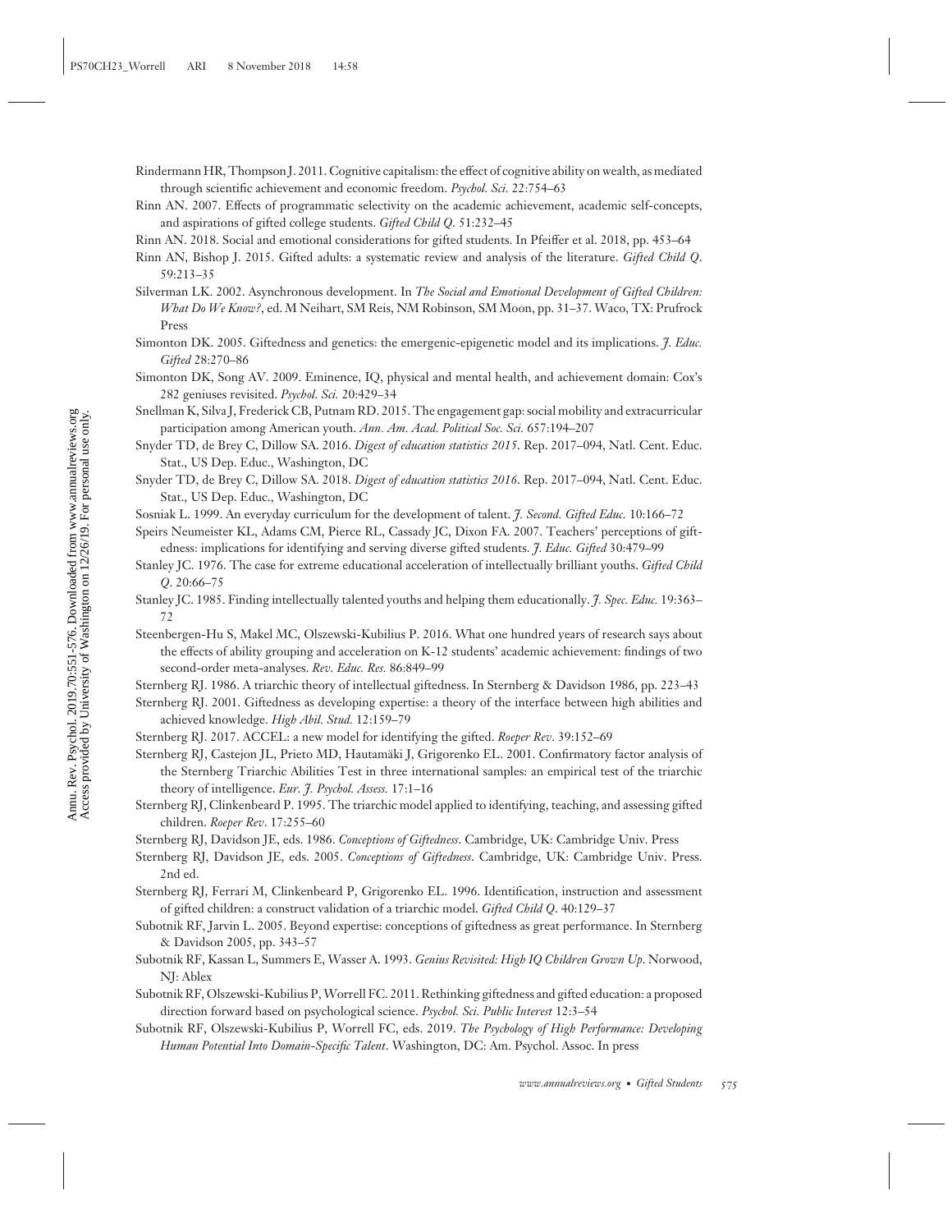Rindermann HR, Thompson J. 2011. Cognitive capitalism: the effect of cognitive ability on wealth, as mediated through scientific achievement and economic freedom. *Psychol. Sci.* 22:754–63

Rinn AN. 2007. Effects of programmatic selectivity on the academic achievement, academic self-concepts, and aspirations of gifted college students. *Gifted Child Q.* 51:232–45

Rinn AN. 2018. Social and emotional considerations for gifted students. In Pfeiffer et al. 2018, pp. 453–64

Rinn AN, Bishop J. 2015. Gifted adults: a systematic review and analysis of the literature. *Gifted Child Q.* 59:213–35

Silverman LK. 2002. Asynchronous development. In *The Social and Emotional Development of Gifted Children: What Do We Know?*, ed. M Neihart, SM Reis, NM Robinson, SM Moon, pp. 31–37. Waco, TX: Prufrock Press

Simonton DK. 2005. Giftedness and genetics: the emergenic-epigenetic model and its implications. *J. Educ. Gifted* 28:270–86

Simonton DK, Song AV. 2009. Eminence, IQ, physical and mental health, and achievement domain: Cox's 282 geniuses revisited. *Psychol. Sci.* 20:429–34

Snellman K, Silva J, Frederick CB, Putnam RD. 2015. The engagement gap: social mobility and extracurricular participation among American youth. *Ann. Am. Acad. Political Soc. Sci.* 657:194–207

Snyder TD, de Brey C, Dillow SA. 2016. *Digest of education statistics 2015*. Rep. 2017–094, Natl. Cent. Educ. Stat., US Dep. Educ., Washington, DC

Snyder TD, de Brey C, Dillow SA. 2018. *Digest of education statistics 2016*. Rep. 2017–094, Natl. Cent. Educ. Stat., US Dep. Educ., Washington, DC

Sosniak L. 1999. An everyday curriculum for the development of talent. *J. Second. Gifted Educ.* 10:166–72

Speirs Neumeister KL, Adams CM, Pierce RL, Cassady JC, Dixon FA. 2007. Teachers' perceptions of giftedness: implications for identifying and serving diverse gifted students. *J. Educ. Gifted* 30:479–99

Stanley JC. 1976. The case for extreme educational acceleration of intellectually brilliant youths. *Gifted Child Q.* 20:66–75

Stanley JC. 1985. Finding intellectually talented youths and helping them educationally. *J. Spec. Educ.* 19:363–72

Steenbergen-Hu S, Makel MC, Olszewski-Kubilius P. 2016. What one hundred years of research says about the effects of ability grouping and acceleration on K-12 students' academic achievement: findings of two second-order meta-analyses. *Rev. Educ. Res.* 86:849–99

Sternberg RJ. 1986. A triarchic theory of intellectual giftedness. In Sternberg & Davidson 1986, pp. 223–43

Sternberg RJ. 2001. Giftedness as developing expertise: a theory of the interface between high abilities and achieved knowledge. *High Abil. Stud.* 12:159–79

Sternberg RJ. 2017. ACCEL: a new model for identifying the gifted. *Roeper Rev.* 39:152–69

Sternberg RJ, Castejon JL, Prieto MD, Hautamäki J, Grigorenko EL. 2001. Confirmatory factor analysis of the Sternberg Triarchic Abilities Test in three international samples: an empirical test of the triarchic theory of intelligence. *Eur. J. Psychol. Assess.* 17:1–16

Sternberg RJ, Clinkenbeard P. 1995. The triarchic model applied to identifying, teaching, and assessing gifted children. *Roeper Rev.* 17:255–60

Sternberg RJ, Davidson JE, eds. 1986. *Conceptions of Giftedness*. Cambridge, UK: Cambridge Univ. Press

Sternberg RJ, Davidson JE, eds. 2005. *Conceptions of Giftedness*. Cambridge, UK: Cambridge Univ. Press. 2nd ed.

Sternberg RJ, Ferrari M, Clinkenbeard P, Grigorenko EL. 1996. Identification, instruction and assessment of gifted children: a construct validation of a triarchic model. *Gifted Child Q.* 40:129–37

Subotnik RF, Jarvin L. 2005. Beyond expertise: conceptions of giftedness as great performance. In Sternberg & Davidson 2005, pp. 343–57

Subotnik RF, Kassan L, Summers E, Wasser A. 1993. *Genius Revisited: High IQ Children Grown Up*. Norwood, NJ: Ablex

Subotnik RF, Olszewski-Kubilius P, Worrell FC. 2011. Rethinking giftedness and gifted education: a proposed direction forward based on psychological science. *Psychol. Sci. Public Interest* 12:3–54

Subotnik RF, Olszewski-Kubilius P, Worrell FC, eds. 2019. *The Psychology of High Performance: Developing Human Potential Into Domain-Specific Talent*. Washington, DC: Am. Psychol. Assoc. In press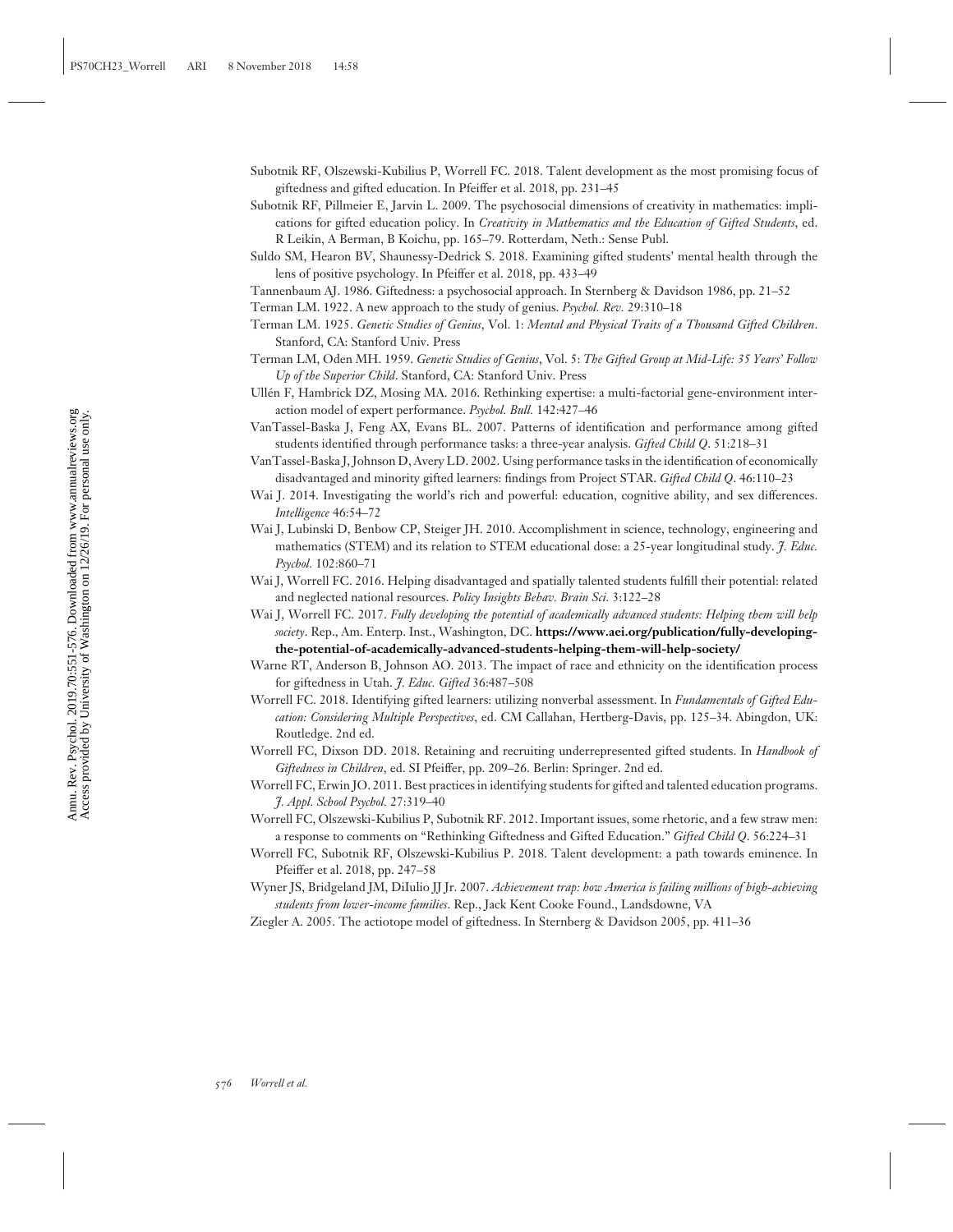Subotnik RF, Olszewski-Kubilius P, Worrell FC. 2018. Talent development as the most promising focus of giftedness and gifted education. In Pfeiffer et al. 2018, pp. 231–45

Subotnik RF, Pillmeier E, Jarvin L. 2009. The psychosocial dimensions of creativity in mathematics: implications for gifted education policy. In *Creativity in Mathematics and the Education of Gifted Students*, ed. R Leikin, A Berman, B Koichu, pp. 165–79. Rotterdam, Neth.: Sense Publ.

Suldo SM, Hearon BV, Shaunessy-Dedrick S. 2018. Examining gifted students' mental health through the lens of positive psychology. In Pfeiffer et al. 2018, pp. 433–49

Tannenbaum AJ. 1986. Giftedness: a psychosocial approach. In Sternberg & Davidson 1986, pp. 21–52

Terman LM. 1922. A new approach to the study of genius. *Psychol. Rev.* 29:310–18

Terman LM. 1925. *Genetic Studies of Genius*, Vol. 1: *Mental and Physical Traits of a Thousand Gifted Children*. Stanford, CA: Stanford Univ. Press

Terman LM, Oden MH. 1959. *Genetic Studies of Genius*, Vol. 5: *The Gifted Group at Mid-Life: 35 Years' Follow Up of the Superior Child*. Stanford, CA: Stanford Univ. Press

Ullén F, Hambrick DZ, Mosing MA. 2016. Rethinking expertise: a multi-factorial gene-environment interaction model of expert performance. *Psychol. Bull.* 142:427–46

VanTassel-Baska J, Feng AX, Evans BL. 2007. Patterns of identification and performance among gifted students identified through performance tasks: a three-year analysis. *Gifted Child Q.* 51:218–31

VanTassel-Baska J, Johnson D, Avery LD. 2002. Using performance tasks in the identification of economically disadvantaged and minority gifted learners: findings from Project STAR. *Gifted Child Q.* 46:110–23

Wai J. 2014. Investigating the world's rich and powerful: education, cognitive ability, and sex differences. *Intelligence* 46:54–72

Wai J, Lubinski D, Benbow CP, Steiger JH. 2010. Accomplishment in science, technology, engineering and mathematics (STEM) and its relation to STEM educational dose: a 25-year longitudinal study. *J. Educ. Psychol.* 102:860–71

Wai J, Worrell FC. 2016. Helping disadvantaged and spatially talented students fulfill their potential: related and neglected national resources. *Policy Insights Behav. Brain Sci.* 3:122–28

Wai J, Worrell FC. 2017. *Fully developing the potential of academically advanced students: Helping them will help society*. Rep., Am. Enterp. Inst., Washington, DC. **https://www.aei.org/publication/fully-developing-the-potential-of-academically-advanced-students-helping-them-will-help-society/**

Warne RT, Anderson B, Johnson AO. 2013. The impact of race and ethnicity on the identification process for giftedness in Utah. *J. Educ. Gifted* 36:487–508

Worrell FC. 2018. Identifying gifted learners: utilizing nonverbal assessment. In *Fundamentals of Gifted Education: Considering Multiple Perspectives*, ed. CM Callahan, Hertberg-Davis, pp. 125–34. Abingdon, UK: Routledge. 2nd ed.

Worrell FC, Dixson DD. 2018. Retaining and recruiting underrepresented gifted students. In *Handbook of Giftedness in Children*, ed. SI Pfeiffer, pp. 209–26. Berlin: Springer. 2nd ed.

Worrell FC, Erwin JO. 2011. Best practices in identifying students for gifted and talented education programs. *J. Appl. School Psychol.* 27:319–40

Worrell FC, Olszewski-Kubilius P, Subotnik RF. 2012. Important issues, some rhetoric, and a few straw men: a response to comments on "Rethinking Giftedness and Gifted Education." *Gifted Child Q.* 56:224–31

Worrell FC, Subotnik RF, Olszewski-Kubilius P. 2018. Talent development: a path towards eminence. In Pfeiffer et al. 2018, pp. 247–58

Wyner JS, Bridgeland JM, DiIulio JJ Jr. 2007. *Achievement trap: how America is failing millions of high-achieving students from lower-income families*. Rep., Jack Kent Cooke Found., Landsdowne, VA

Ziegler A. 2005. The actiotope model of giftedness. In Sternberg & Davidson 2005, pp. 411–36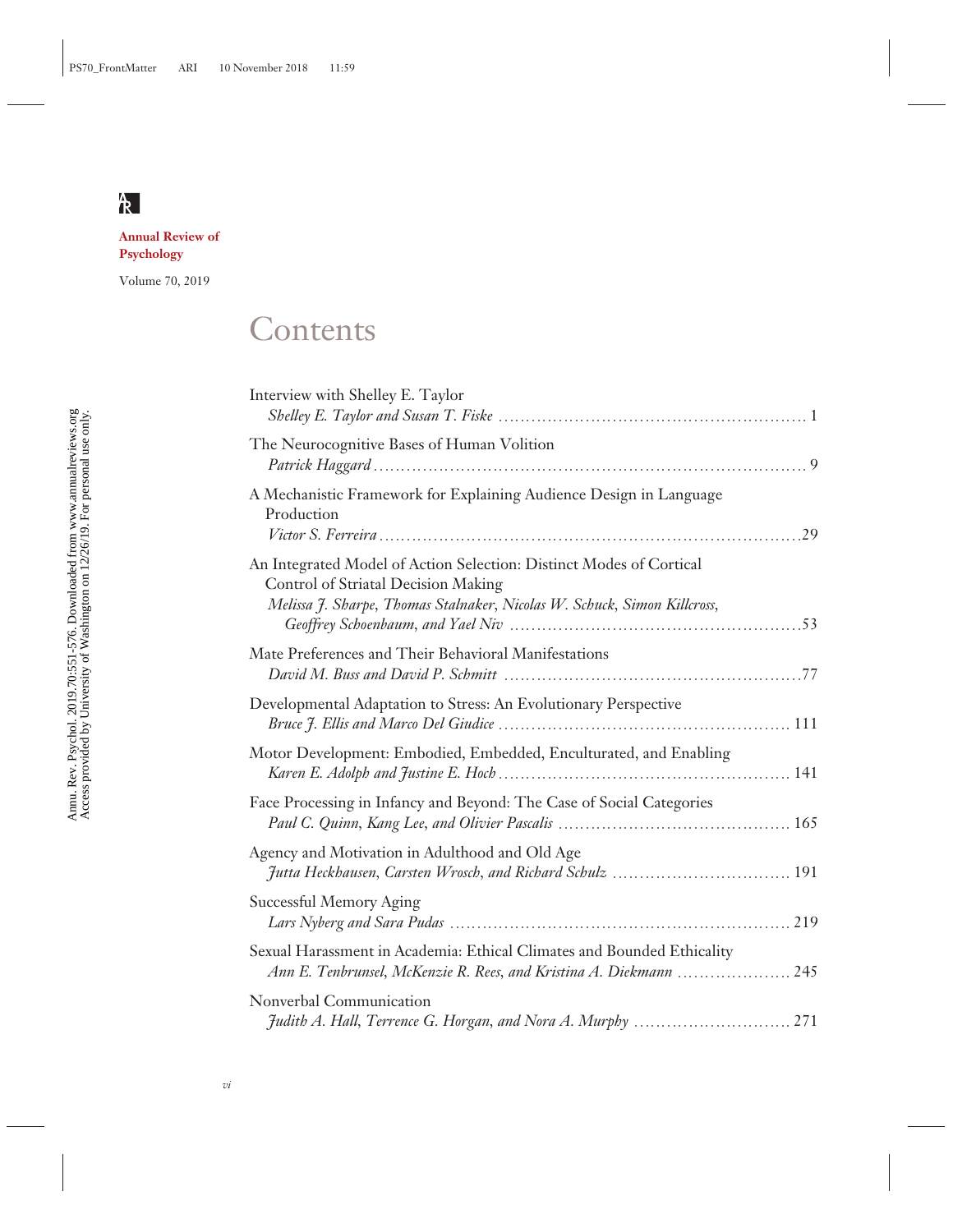**Annual Review of Psychology**

Volume 70, 2019

# Contents

Interview with Shelley E. Taylor
*Shelley E. Taylor and Susan T. Fiske* ........................................................ 1

The Neurocognitive Bases of Human Volition
*Patrick Haggard* ........................................................................ 9

A Mechanistic Framework for Explaining Audience Design in Language Production
*Victor S. Ferreira* ........................................................................29

An Integrated Model of Action Selection: Distinct Modes of Cortical Control of Striatal Decision Making
*Melissa J. Sharpe, Thomas Stalnaker, Nicolas W. Schuck, Simon Killcross, Geoffrey Schoenbaum, and Yael Niv* ..................................................53

Mate Preferences and Their Behavioral Manifestations
*David M. Buss and David P. Schmitt* ..................................................77

Developmental Adaptation to Stress: An Evolutionary Perspective
*Bruce J. Ellis and Marco Del Giudice* .................................................. 111

Motor Development: Embodied, Embedded, Enculturated, and Enabling
*Karen E. Adolph and Justine E. Hoch* .................................................. 141

Face Processing in Infancy and Beyond: The Case of Social Categories
*Paul C. Quinn, Kang Lee, and Olivier Pascalis* ........................................ 165

Agency and Motivation in Adulthood and Old Age
*Jutta Heckhausen, Carsten Wrosch, and Richard Schulz* ............................ 191

Successful Memory Aging
*Lars Nyberg and Sara Pudas* ........................................................ 219

Sexual Harassment in Academia: Ethical Climates and Bounded Ethicality
*Ann E. Tenbrunsel, McKenzie R. Rees, and Kristina A. Diekmann* ................... 245

Nonverbal Communication
*Judith A. Hall, Terrence G. Horgan, and Nora A. Murphy* ............................ 271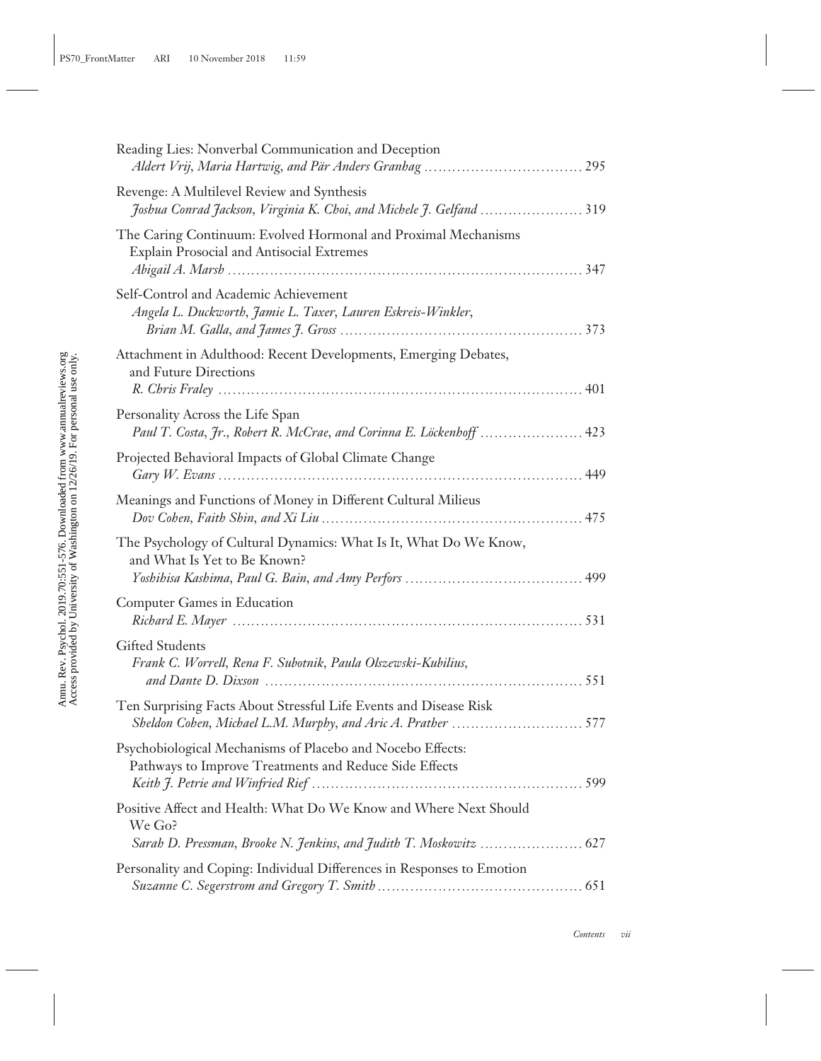Reading Lies: Nonverbal Communication and Deception
*Aldert Vrij, Maria Hartwig, and Pär Anders Granhag* .................................. 295

Revenge: A Multilevel Review and Synthesis
*Joshua Conrad Jackson, Virginia K. Choi, and Michele J. Gelfand* ...................... 319

The Caring Continuum: Evolved Hormonal and Proximal Mechanisms Explain Prosocial and Antisocial Extremes
*Abigail A. Marsh* .......................................................................... 347

Self-Control and Academic Achievement
*Angela L. Duckworth, Jamie L. Taxer, Lauren Eskreis-Winkler, Brian M. Galla, and James J. Gross* ................................................... 373

Attachment in Adulthood: Recent Developments, Emerging Debates, and Future Directions
*R. Chris Fraley* ........................................................................... 401

Personality Across the Life Span
*Paul T. Costa, Jr., Robert R. McCrae, and Corinna E. Löckenhoff* ...................... 423

Projected Behavioral Impacts of Global Climate Change
*Gary W. Evans* ............................................................................ 449

Meanings and Functions of Money in Different Cultural Milieus
*Dov Cohen, Faith Shin, and Xi Liu* ...................................................... 475

The Psychology of Cultural Dynamics: What Is It, What Do We Know, and What Is Yet to Be Known?
*Yoshihisa Kashima, Paul G. Bain, and Amy Perfors* ..................................... 499

Computer Games in Education
*Richard E. Mayer* ......................................................................... 531

Gifted Students
*Frank C. Worrell, Rena F. Subotnik, Paula Olszewski-Kubilius, and Dante D. Dixson* .................................................................. 551

Ten Surprising Facts About Stressful Life Events and Disease Risk
*Sheldon Cohen, Michael L.M. Murphy, and Aric A. Prather* ............................ 577

Psychobiological Mechanisms of Placebo and Nocebo Effects: Pathways to Improve Treatments and Reduce Side Effects
*Keith J. Petrie and Winfried Rief* ........................................................ 599

Positive Affect and Health: What Do We Know and Where Next Should We Go?
*Sarah D. Pressman, Brooke N. Jenkins, and Judith T. Moskowitz* ...................... 627

Personality and Coping: Individual Differences in Responses to Emotion
*Suzanne C. Segerstrom and Gregory T. Smith* ........................................... 651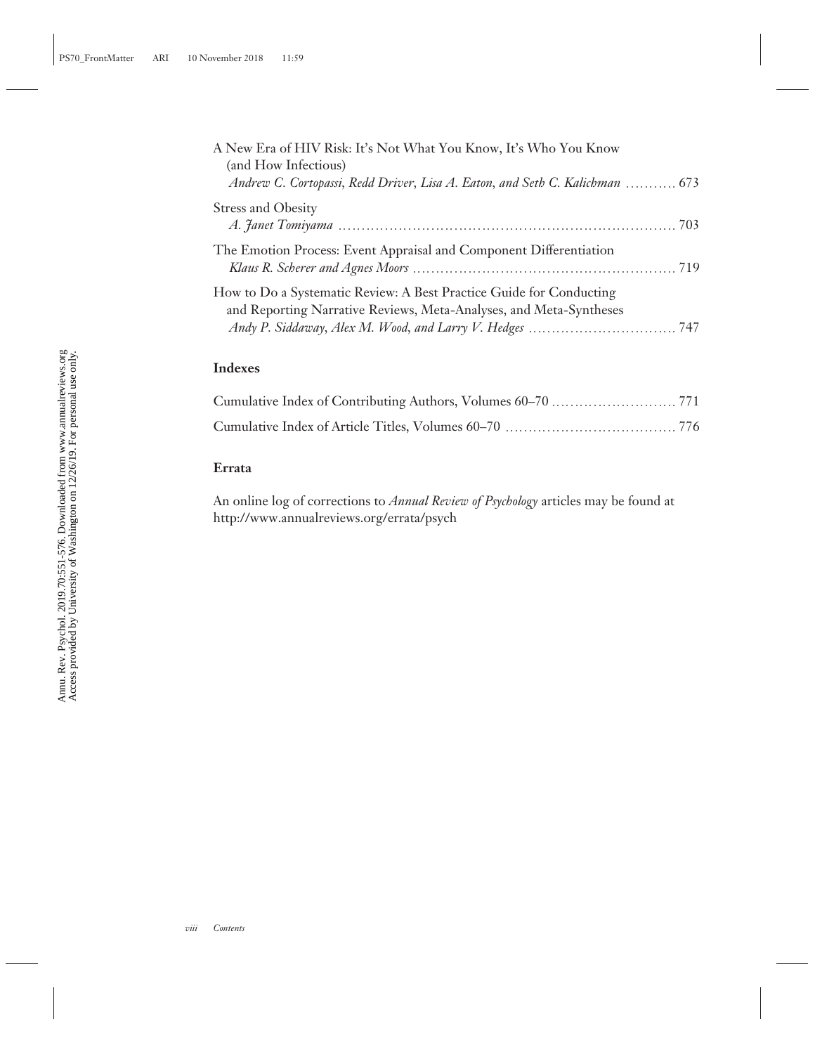A New Era of HIV Risk: It's Not What You Know, It's Who You Know (and How Infectious)
*Andrew C. Cortopassi, Redd Driver, Lisa A. Eaton, and Seth C. Kalichman* .......... 673

Stress and Obesity
*A. Janet Tomiyama* .......... 703

The Emotion Process: Event Appraisal and Component Differentiation
*Klaus R. Scherer and Agnes Moors* .......... 719

How to Do a Systematic Review: A Best Practice Guide for Conducting and Reporting Narrative Reviews, Meta-Analyses, and Meta-Syntheses
*Andy P. Siddaway, Alex M. Wood, and Larry V. Hedges* .......... 747

## Indexes

Cumulative Index of Contributing Authors, Volumes 60–70 .......... 771

Cumulative Index of Article Titles, Volumes 60–70 .......... 776

## Errata

An online log of corrections to *Annual Review of Psychology* articles may be found at http://www.annualreviews.org/errata/psych